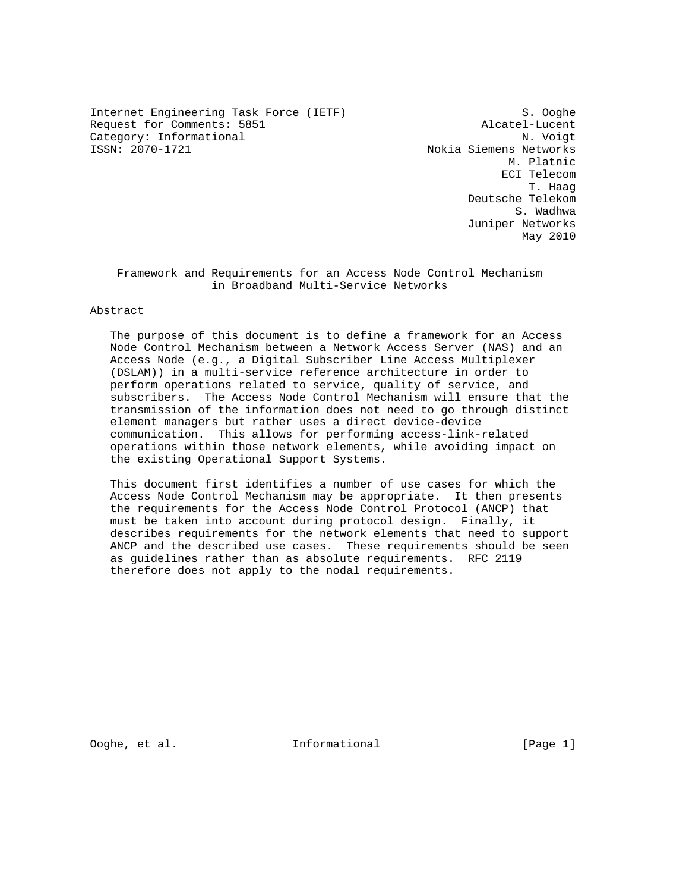Internet Engineering Task Force (IETF)  S. Ooghe
Request for Comments: 5851  Alcatel-Lucent
Category: Informational  N. Voigt
ISSN: 2070-1721  Nokia Siemens Networks
M. Platnic
ECI Telecom
T. Haag
Deutsche Telekom
S. Wadhwa
Juniper Networks
May 2010

# Framework and Requirements for an Access Node Control Mechanism in Broadband Multi-Service Networks

## Abstract

The purpose of this document is to define a framework for an Access Node Control Mechanism between a Network Access Server (NAS) and an Access Node (e.g., a Digital Subscriber Line Access Multiplexer (DSLAM)) in a multi-service reference architecture in order to perform operations related to service, quality of service, and subscribers. The Access Node Control Mechanism will ensure that the transmission of the information does not need to go through distinct element managers but rather uses a direct device-device communication. This allows for performing access-link-related operations within those network elements, while avoiding impact on the existing Operational Support Systems.

This document first identifies a number of use cases for which the Access Node Control Mechanism may be appropriate. It then presents the requirements for the Access Node Control Protocol (ANCP) that must be taken into account during protocol design. Finally, it describes requirements for the network elements that need to support ANCP and the described use cases. These requirements should be seen as guidelines rather than as absolute requirements. RFC 2119 therefore does not apply to the nodal requirements.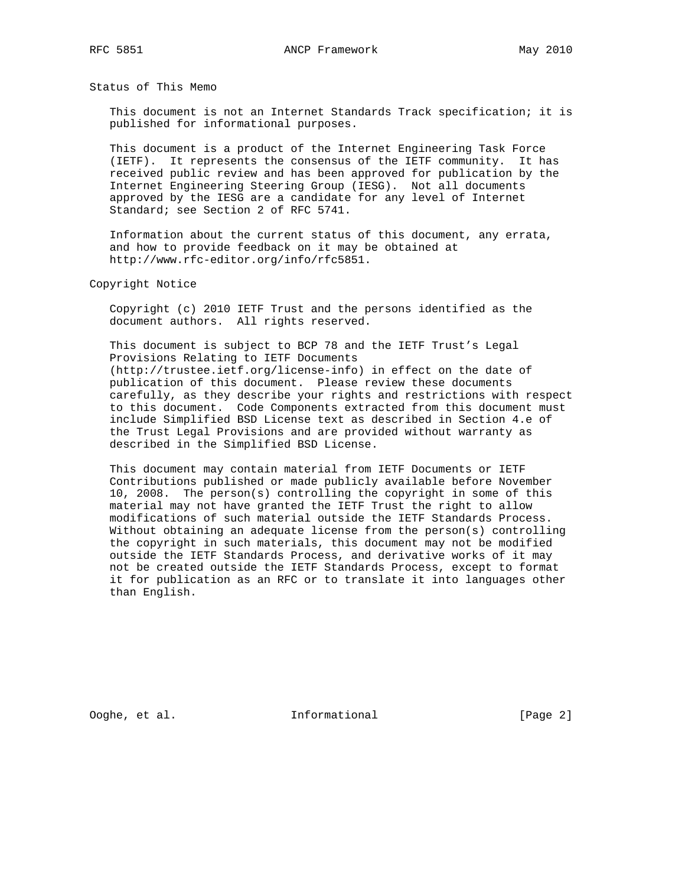## Status of This Memo

This document is not an Internet Standards Track specification; it is published for informational purposes.

This document is a product of the Internet Engineering Task Force (IETF). It represents the consensus of the IETF community. It has received public review and has been approved for publication by the Internet Engineering Steering Group (IESG). Not all documents approved by the IESG are a candidate for any level of Internet Standard; see Section 2 of RFC 5741.

Information about the current status of this document, any errata, and how to provide feedback on it may be obtained at http://www.rfc-editor.org/info/rfc5851.

## Copyright Notice

Copyright (c) 2010 IETF Trust and the persons identified as the document authors. All rights reserved.

This document is subject to BCP 78 and the IETF Trust's Legal Provisions Relating to IETF Documents (http://trustee.ietf.org/license-info) in effect on the date of publication of this document. Please review these documents carefully, as they describe your rights and restrictions with respect to this document. Code Components extracted from this document must include Simplified BSD License text as described in Section 4.e of the Trust Legal Provisions and are provided without warranty as described in the Simplified BSD License.

This document may contain material from IETF Documents or IETF Contributions published or made publicly available before November 10, 2008. The person(s) controlling the copyright in some of this material may not have granted the IETF Trust the right to allow modifications of such material outside the IETF Standards Process. Without obtaining an adequate license from the person(s) controlling the copyright in such materials, this document may not be modified outside the IETF Standards Process, and derivative works of it may not be created outside the IETF Standards Process, except to format it for publication as an RFC or to translate it into languages other than English.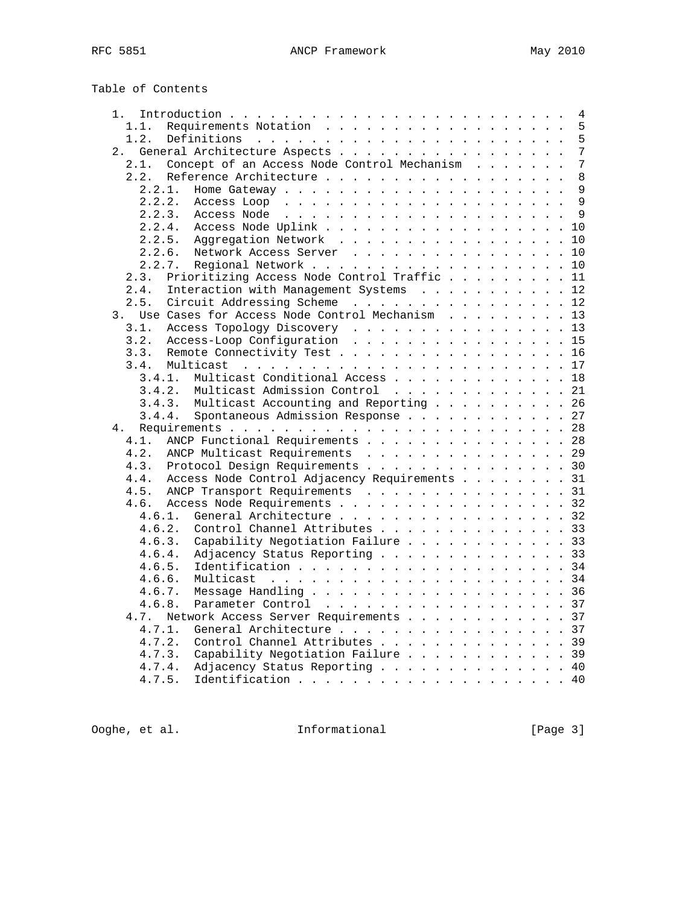Table of Contents

```
   1.  Introduction . . . . . . . . . . . . . . . . . . . . . . . . .  4
     1.1.  Requirements Notation  . . . . . . . . . . . . . . . . . .  5
     1.2.  Definitions  . . . . . . . . . . . . . . . . . . . . . . .  5
   2.  General Architecture Aspects . . . . . . . . . . . . . . . . .  7
     2.1.  Concept of an Access Node Control Mechanism  . . . . . . .  7
     2.2.  Reference Architecture . . . . . . . . . . . . . . . . . .  8
       2.2.1.  Home Gateway . . . . . . . . . . . . . . . . . . . . .  9
       2.2.2.  Access Loop  . . . . . . . . . . . . . . . . . . . . .  9
       2.2.3.  Access Node  . . . . . . . . . . . . . . . . . . . . .  9
       2.2.4.  Access Node Uplink . . . . . . . . . . . . . . . . . . 10
       2.2.5.  Aggregation Network  . . . . . . . . . . . . . . . . . 10
       2.2.6.  Network Access Server  . . . . . . . . . . . . . . . . 10
       2.2.7.  Regional Network . . . . . . . . . . . . . . . . . . . 10
     2.3.  Prioritizing Access Node Control Traffic . . . . . . . . . 11
     2.4.  Interaction with Management Systems  . . . . . . . . . . . 12
     2.5.  Circuit Addressing Scheme  . . . . . . . . . . . . . . . . 12
   3.  Use Cases for Access Node Control Mechanism  . . . . . . . . . 13
     3.1.  Access Topology Discovery  . . . . . . . . . . . . . . . . 13
     3.2.  Access-Loop Configuration  . . . . . . . . . . . . . . . . 15
     3.3.  Remote Connectivity Test . . . . . . . . . . . . . . . . . 16
     3.4.  Multicast  . . . . . . . . . . . . . . . . . . . . . . . . 17
       3.4.1.  Multicast Conditional Access . . . . . . . . . . . . . 18
       3.4.2.  Multicast Admission Control  . . . . . . . . . . . . . 21
       3.4.3.  Multicast Accounting and Reporting . . . . . . . . . . 26
       3.4.4.  Spontaneous Admission Response . . . . . . . . . . . . 27
   4.  Requirements . . . . . . . . . . . . . . . . . . . . . . . . . 28
     4.1.  ANCP Functional Requirements . . . . . . . . . . . . . . . 28
     4.2.  ANCP Multicast Requirements  . . . . . . . . . . . . . . . 29
     4.3.  Protocol Design Requirements . . . . . . . . . . . . . . . 30
     4.4.  Access Node Control Adjacency Requirements . . . . . . . . 31
     4.5.  ANCP Transport Requirements  . . . . . . . . . . . . . . . 31
     4.6.  Access Node Requirements . . . . . . . . . . . . . . . . . 32
       4.6.1.  General Architecture . . . . . . . . . . . . . . . . . 32
       4.6.2.  Control Channel Attributes . . . . . . . . . . . . . . 33
       4.6.3.  Capability Negotiation Failure . . . . . . . . . . . . 33
       4.6.4.  Adjacency Status Reporting . . . . . . . . . . . . . . 33
       4.6.5.  Identification . . . . . . . . . . . . . . . . . . . . 34
       4.6.6.  Multicast  . . . . . . . . . . . . . . . . . . . . . . 34
       4.6.7.  Message Handling . . . . . . . . . . . . . . . . . . . 36
       4.6.8.  Parameter Control  . . . . . . . . . . . . . . . . . . 37
     4.7.  Network Access Server Requirements . . . . . . . . . . . . 37
       4.7.1.  General Architecture . . . . . . . . . . . . . . . . . 37
       4.7.2.  Control Channel Attributes . . . . . . . . . . . . . . 39
       4.7.3.  Capability Negotiation Failure . . . . . . . . . . . . 39
       4.7.4.  Adjacency Status Reporting . . . . . . . . . . . . . . 40
       4.7.5.  Identification . . . . . . . . . . . . . . . . . . . . 40
```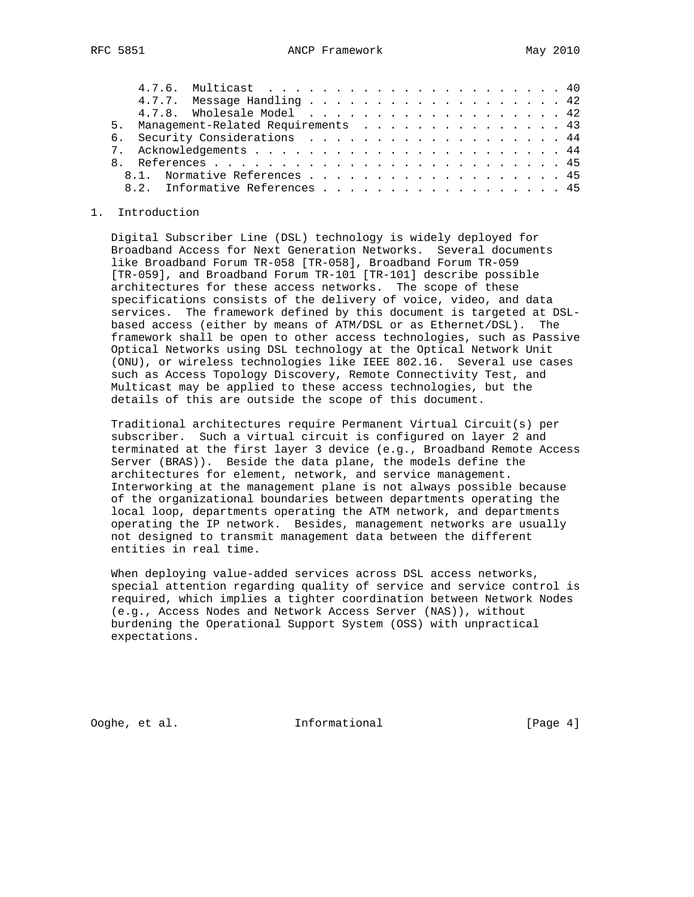4.7.6.  Multicast . . . . . . . . . . . . . . . . . . . . . . 40
      4.7.7.  Message Handling . . . . . . . . . . . . . . . . . . . 42
      4.7.8.  Wholesale Model  . . . . . . . . . . . . . . . . . . . 42
   5.  Management-Related Requirements  . . . . . . . . . . . . . . . 43
   6.  Security Considerations  . . . . . . . . . . . . . . . . . . . 44
   7.  Acknowledgements . . . . . . . . . . . . . . . . . . . . . . . 44
   8.  References . . . . . . . . . . . . . . . . . . . . . . . . . . 45
     8.1.  Normative References . . . . . . . . . . . . . . . . . . . 45
     8.2.  Informative References . . . . . . . . . . . . . . . . . . 45

# 1. Introduction

Digital Subscriber Line (DSL) technology is widely deployed for Broadband Access for Next Generation Networks. Several documents like Broadband Forum TR-058 [TR-058], Broadband Forum TR-059 [TR-059], and Broadband Forum TR-101 [TR-101] describe possible architectures for these access networks. The scope of these specifications consists of the delivery of voice, video, and data services. The framework defined by this document is targeted at DSL-based access (either by means of ATM/DSL or as Ethernet/DSL). The framework shall be open to other access technologies, such as Passive Optical Networks using DSL technology at the Optical Network Unit (ONU), or wireless technologies like IEEE 802.16. Several use cases such as Access Topology Discovery, Remote Connectivity Test, and Multicast may be applied to these access technologies, but the details of this are outside the scope of this document.

Traditional architectures require Permanent Virtual Circuit(s) per subscriber. Such a virtual circuit is configured on layer 2 and terminated at the first layer 3 device (e.g., Broadband Remote Access Server (BRAS)). Beside the data plane, the models define the architectures for element, network, and service management. Interworking at the management plane is not always possible because of the organizational boundaries between departments operating the local loop, departments operating the ATM network, and departments operating the IP network. Besides, management networks are usually not designed to transmit management data between the different entities in real time.

When deploying value-added services across DSL access networks, special attention regarding quality of service and service control is required, which implies a tighter coordination between Network Nodes (e.g., Access Nodes and Network Access Server (NAS)), without burdening the Operational Support System (OSS) with unpractical expectations.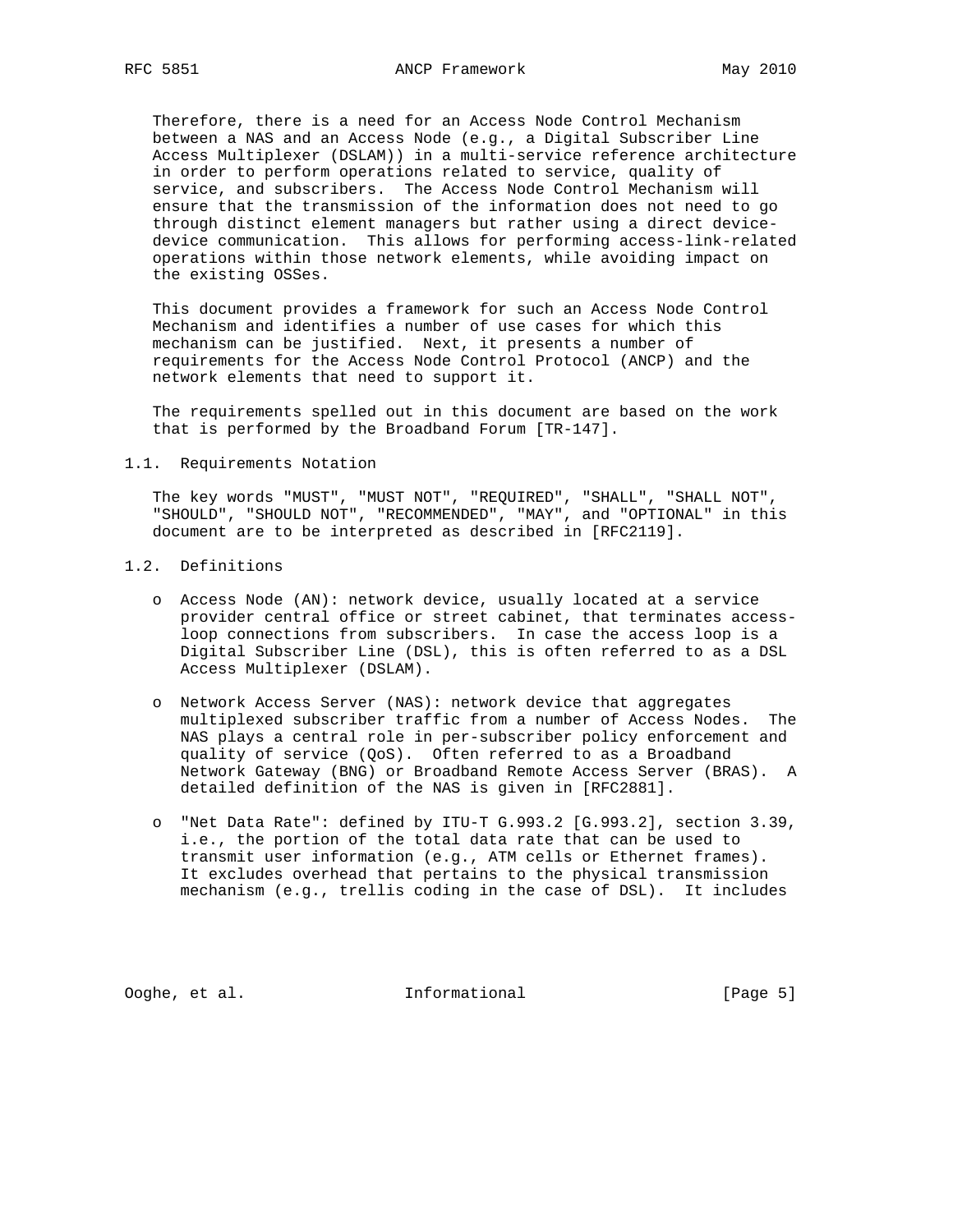Therefore, there is a need for an Access Node Control Mechanism between a NAS and an Access Node (e.g., a Digital Subscriber Line Access Multiplexer (DSLAM)) in a multi-service reference architecture in order to perform operations related to service, quality of service, and subscribers. The Access Node Control Mechanism will ensure that the transmission of the information does not need to go through distinct element managers but rather using a direct device-device communication. This allows for performing access-link-related operations within those network elements, while avoiding impact on the existing OSSes.

This document provides a framework for such an Access Node Control Mechanism and identifies a number of use cases for which this mechanism can be justified. Next, it presents a number of requirements for the Access Node Control Protocol (ANCP) and the network elements that need to support it.

The requirements spelled out in this document are based on the work that is performed by the Broadband Forum [TR-147].

### 1.1. Requirements Notation

The key words "MUST", "MUST NOT", "REQUIRED", "SHALL", "SHALL NOT", "SHOULD", "SHOULD NOT", "RECOMMENDED", "MAY", and "OPTIONAL" in this document are to be interpreted as described in [RFC2119].

### 1.2. Definitions

- Access Node (AN): network device, usually located at a service provider central office or street cabinet, that terminates access-loop connections from subscribers. In case the access loop is a Digital Subscriber Line (DSL), this is often referred to as a DSL Access Multiplexer (DSLAM).

- Network Access Server (NAS): network device that aggregates multiplexed subscriber traffic from a number of Access Nodes. The NAS plays a central role in per-subscriber policy enforcement and quality of service (QoS). Often referred to as a Broadband Network Gateway (BNG) or Broadband Remote Access Server (BRAS). A detailed definition of the NAS is given in [RFC2881].

- "Net Data Rate": defined by ITU-T G.993.2 [G.993.2], section 3.39, i.e., the portion of the total data rate that can be used to transmit user information (e.g., ATM cells or Ethernet frames). It excludes overhead that pertains to the physical transmission mechanism (e.g., trellis coding in the case of DSL). It includes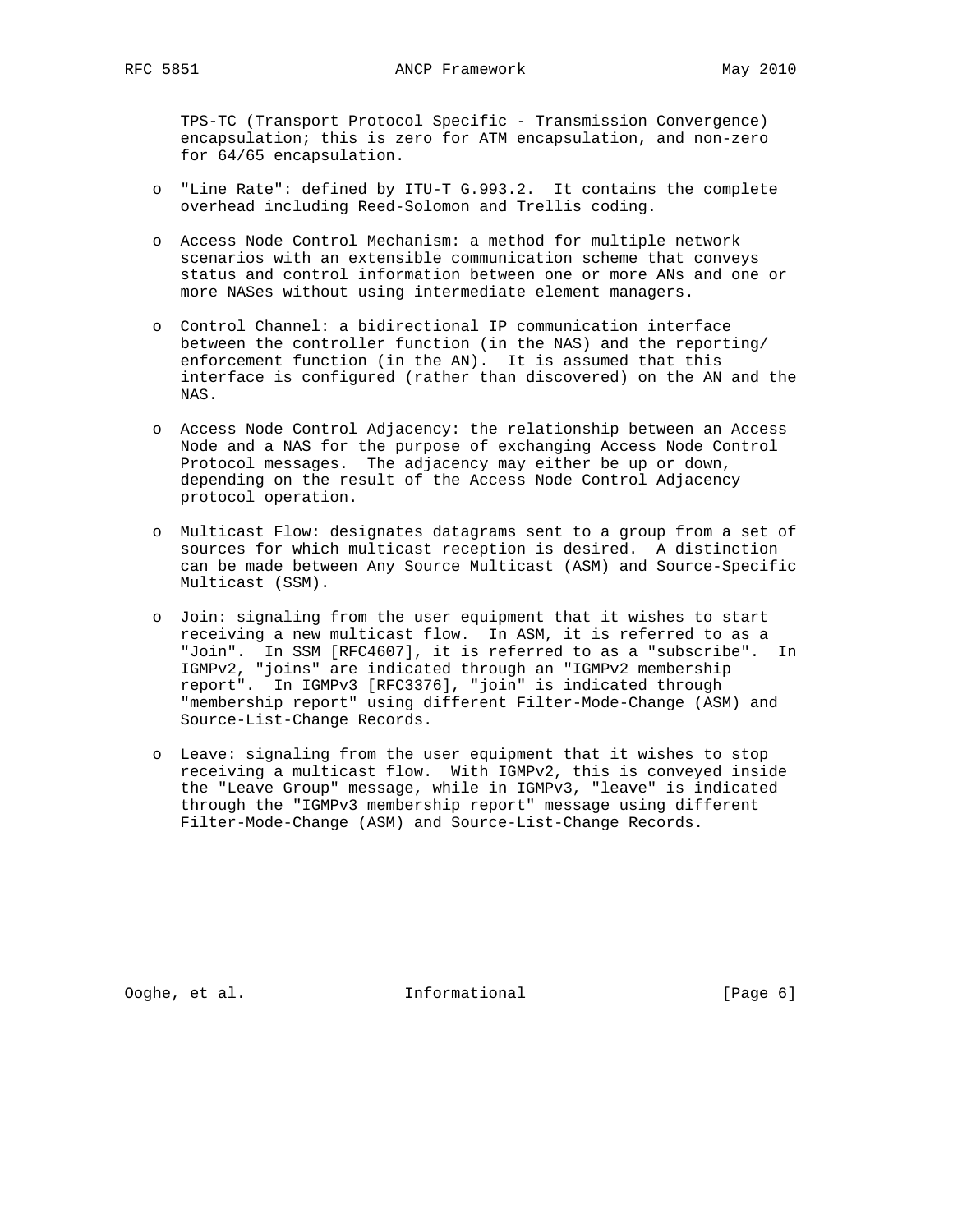TPS-TC (Transport Protocol Specific - Transmission Convergence) encapsulation; this is zero for ATM encapsulation, and non-zero for 64/65 encapsulation.

- "Line Rate": defined by ITU-T G.993.2. It contains the complete overhead including Reed-Solomon and Trellis coding.

- Access Node Control Mechanism: a method for multiple network scenarios with an extensible communication scheme that conveys status and control information between one or more ANs and one or more NASes without using intermediate element managers.

- Control Channel: a bidirectional IP communication interface between the controller function (in the NAS) and the reporting/ enforcement function (in the AN). It is assumed that this interface is configured (rather than discovered) on the AN and the NAS.

- Access Node Control Adjacency: the relationship between an Access Node and a NAS for the purpose of exchanging Access Node Control Protocol messages. The adjacency may either be up or down, depending on the result of the Access Node Control Adjacency protocol operation.

- Multicast Flow: designates datagrams sent to a group from a set of sources for which multicast reception is desired. A distinction can be made between Any Source Multicast (ASM) and Source-Specific Multicast (SSM).

- Join: signaling from the user equipment that it wishes to start receiving a new multicast flow. In ASM, it is referred to as a "Join". In SSM [RFC4607], it is referred to as a "subscribe". In IGMPv2, "joins" are indicated through an "IGMPv2 membership report". In IGMPv3 [RFC3376], "join" is indicated through "membership report" using different Filter-Mode-Change (ASM) and Source-List-Change Records.

- Leave: signaling from the user equipment that it wishes to stop receiving a multicast flow. With IGMPv2, this is conveyed inside the "Leave Group" message, while in IGMPv3, "leave" is indicated through the "IGMPv3 membership report" message using different Filter-Mode-Change (ASM) and Source-List-Change Records.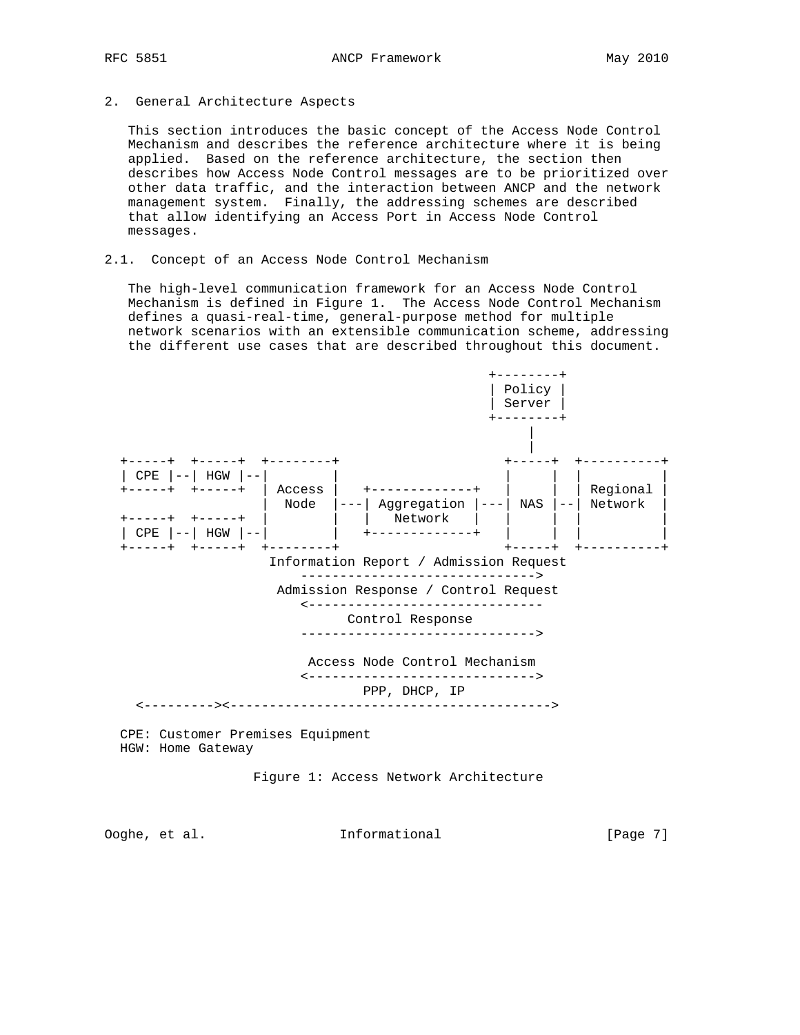## 2. General Architecture Aspects

This section introduces the basic concept of the Access Node Control Mechanism and describes the reference architecture where it is being applied. Based on the reference architecture, the section then describes how Access Node Control messages are to be prioritized over other data traffic, and the interaction between ANCP and the network management system. Finally, the addressing schemes are described that allow identifying an Access Port in Access Node Control messages.

### 2.1. Concept of an Access Node Control Mechanism

The high-level communication framework for an Access Node Control Mechanism is defined in Figure 1. The Access Node Control Mechanism defines a quasi-real-time, general-purpose method for multiple network scenarios with an extensible communication scheme, addressing the different use cases that are described throughout this document.

```
                                                     +--------+
                                                     | Policy |
                                                     | Server |
                                                     +--------+
                                                          |
                                                          |
+-----+  +-----+  +--------+                       +-----+  +----------+
| CPE |--| HGW |--|        |                       |     |  |          |
+-----+  +-----+  | Access |   +-------------+     |     |  | Regional |
                  |  Node  |---| Aggregation |---| NAS |--| Network  |
+-----+  +-----+  |        |   |   Network   |     |     |  |          |
| CPE |--| HGW |--|        |   +-------------+     |     |  |          |
+-----+  +-----+  +--------+                       +-----+  +----------+
                   Information Report / Admission Request
                       ------------------------------>
                    Admission Response / Control Request
                       <------------------------------
                            Control Response
                       ------------------------------>

                        Access Node Control Mechanism
                       <----------------------------->
                              PPP, DHCP, IP
  <---------><----------------------------------------->

CPE: Customer Premises Equipment
HGW: Home Gateway
```

Figure 1: Access Network Architecture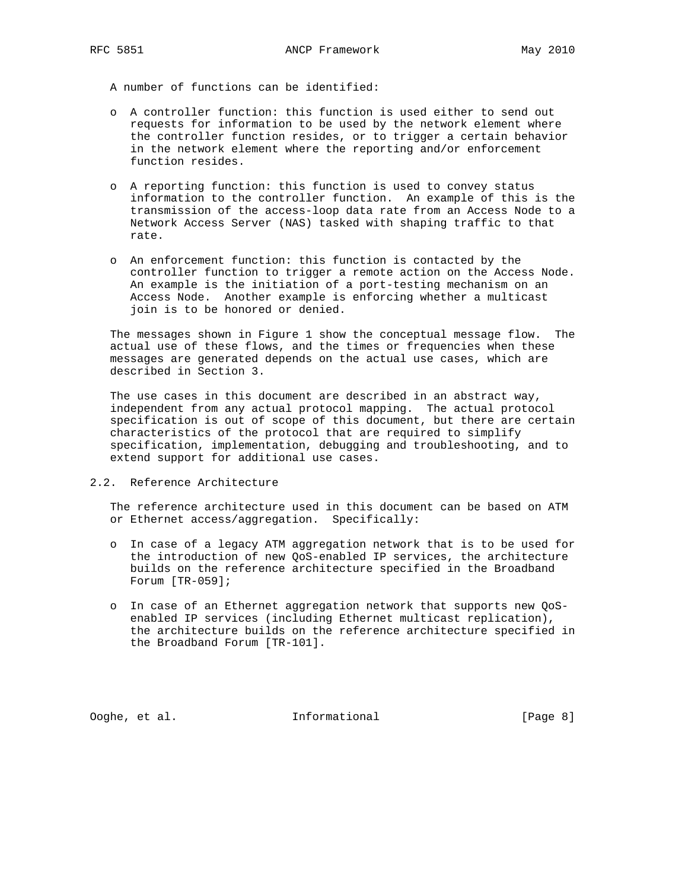A number of functions can be identified:

- A controller function: this function is used either to send out requests for information to be used by the network element where the controller function resides, or to trigger a certain behavior in the network element where the reporting and/or enforcement function resides.
- A reporting function: this function is used to convey status information to the controller function. An example of this is the transmission of the access-loop data rate from an Access Node to a Network Access Server (NAS) tasked with shaping traffic to that rate.
- An enforcement function: this function is contacted by the controller function to trigger a remote action on the Access Node. An example is the initiation of a port-testing mechanism on an Access Node. Another example is enforcing whether a multicast join is to be honored or denied.

The messages shown in Figure 1 show the conceptual message flow. The actual use of these flows, and the times or frequencies when these messages are generated depends on the actual use cases, which are described in Section 3.

The use cases in this document are described in an abstract way, independent from any actual protocol mapping. The actual protocol specification is out of scope of this document, but there are certain characteristics of the protocol that are required to simplify specification, implementation, debugging and troubleshooting, and to extend support for additional use cases.

## 2.2. Reference Architecture

The reference architecture used in this document can be based on ATM or Ethernet access/aggregation. Specifically:

- In case of a legacy ATM aggregation network that is to be used for the introduction of new QoS-enabled IP services, the architecture builds on the reference architecture specified in the Broadband Forum [TR-059];
- In case of an Ethernet aggregation network that supports new QoS-enabled IP services (including Ethernet multicast replication), the architecture builds on the reference architecture specified in the Broadband Forum [TR-101].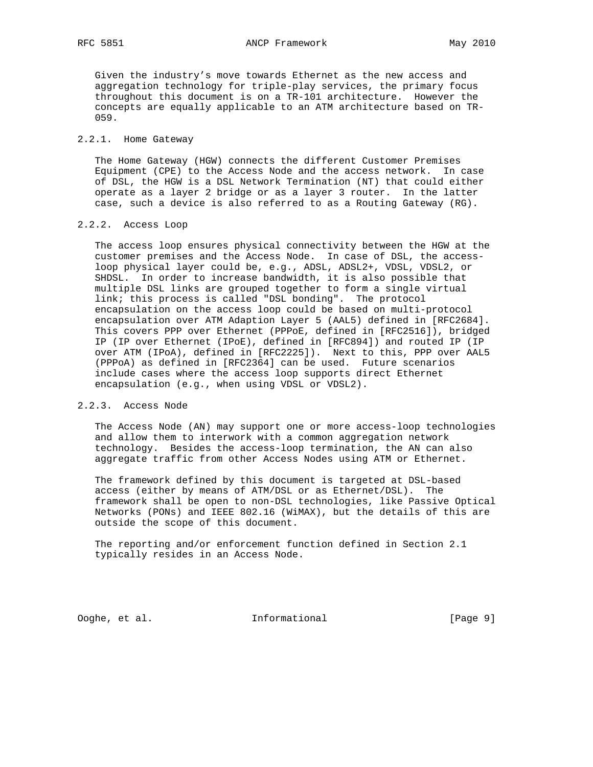Given the industry's move towards Ethernet as the new access and aggregation technology for triple-play services, the primary focus throughout this document is on a TR-101 architecture. However the concepts are equally applicable to an ATM architecture based on TR-059.

### 2.2.1. Home Gateway

The Home Gateway (HGW) connects the different Customer Premises Equipment (CPE) to the Access Node and the access network. In case of DSL, the HGW is a DSL Network Termination (NT) that could either operate as a layer 2 bridge or as a layer 3 router. In the latter case, such a device is also referred to as a Routing Gateway (RG).

### 2.2.2. Access Loop

The access loop ensures physical connectivity between the HGW at the customer premises and the Access Node. In case of DSL, the access-loop physical layer could be, e.g., ADSL, ADSL2+, VDSL, VDSL2, or SHDSL. In order to increase bandwidth, it is also possible that multiple DSL links are grouped together to form a single virtual link; this process is called "DSL bonding". The protocol encapsulation on the access loop could be based on multi-protocol encapsulation over ATM Adaption Layer 5 (AAL5) defined in [RFC2684]. This covers PPP over Ethernet (PPPoE, defined in [RFC2516]), bridged IP (IP over Ethernet (IPoE), defined in [RFC894]) and routed IP (IP over ATM (IPoA), defined in [RFC2225]). Next to this, PPP over AAL5 (PPPoA) as defined in [RFC2364] can be used. Future scenarios include cases where the access loop supports direct Ethernet encapsulation (e.g., when using VDSL or VDSL2).

### 2.2.3. Access Node

The Access Node (AN) may support one or more access-loop technologies and allow them to interwork with a common aggregation network technology. Besides the access-loop termination, the AN can also aggregate traffic from other Access Nodes using ATM or Ethernet.

The framework defined by this document is targeted at DSL-based access (either by means of ATM/DSL or as Ethernet/DSL). The framework shall be open to non-DSL technologies, like Passive Optical Networks (PONs) and IEEE 802.16 (WiMAX), but the details of this are outside the scope of this document.

The reporting and/or enforcement function defined in Section 2.1 typically resides in an Access Node.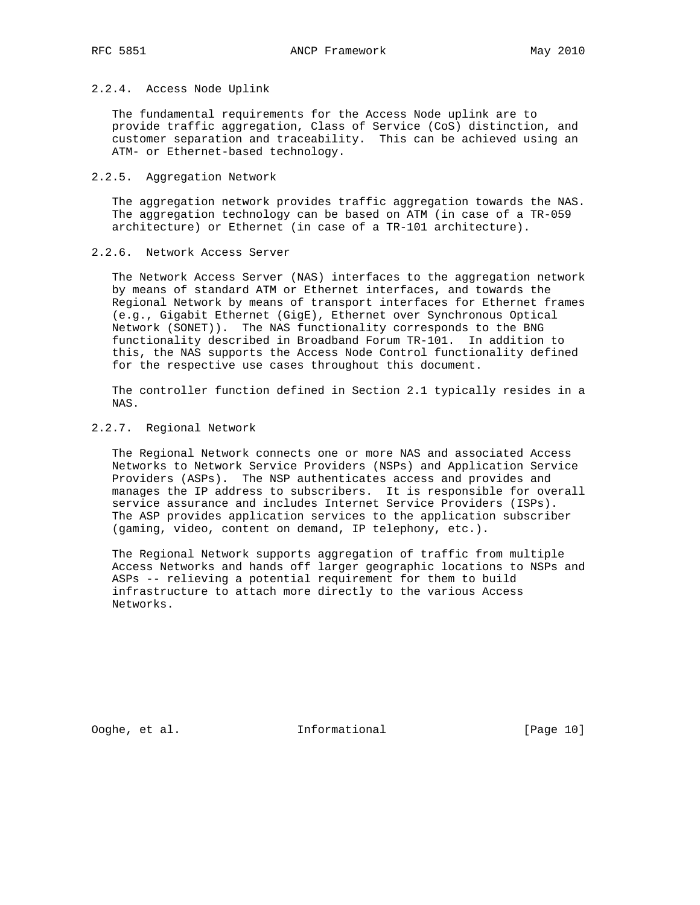#### 2.2.4. Access Node Uplink

The fundamental requirements for the Access Node uplink are to provide traffic aggregation, Class of Service (CoS) distinction, and customer separation and traceability. This can be achieved using an ATM- or Ethernet-based technology.

#### 2.2.5. Aggregation Network

The aggregation network provides traffic aggregation towards the NAS. The aggregation technology can be based on ATM (in case of a TR-059 architecture) or Ethernet (in case of a TR-101 architecture).

#### 2.2.6. Network Access Server

The Network Access Server (NAS) interfaces to the aggregation network by means of standard ATM or Ethernet interfaces, and towards the Regional Network by means of transport interfaces for Ethernet frames (e.g., Gigabit Ethernet (GigE), Ethernet over Synchronous Optical Network (SONET)). The NAS functionality corresponds to the BNG functionality described in Broadband Forum TR-101. In addition to this, the NAS supports the Access Node Control functionality defined for the respective use cases throughout this document.

The controller function defined in Section 2.1 typically resides in a NAS.

#### 2.2.7. Regional Network

The Regional Network connects one or more NAS and associated Access Networks to Network Service Providers (NSPs) and Application Service Providers (ASPs). The NSP authenticates access and provides and manages the IP address to subscribers. It is responsible for overall service assurance and includes Internet Service Providers (ISPs). The ASP provides application services to the application subscriber (gaming, video, content on demand, IP telephony, etc.).

The Regional Network supports aggregation of traffic from multiple Access Networks and hands off larger geographic locations to NSPs and ASPs -- relieving a potential requirement for them to build infrastructure to attach more directly to the various Access Networks.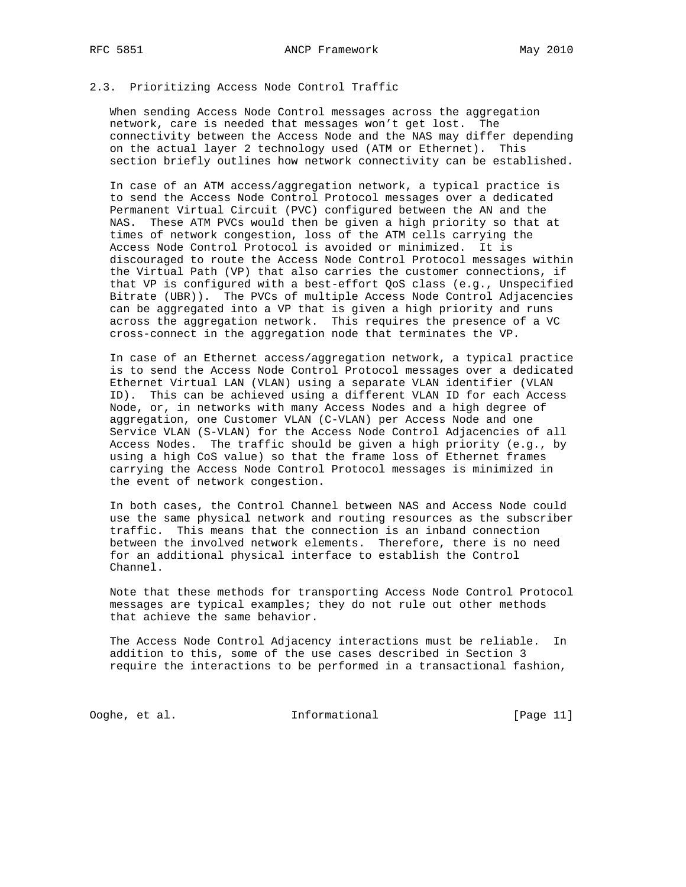### 2.3. Prioritizing Access Node Control Traffic

When sending Access Node Control messages across the aggregation network, care is needed that messages won't get lost. The connectivity between the Access Node and the NAS may differ depending on the actual layer 2 technology used (ATM or Ethernet). This section briefly outlines how network connectivity can be established.

In case of an ATM access/aggregation network, a typical practice is to send the Access Node Control Protocol messages over a dedicated Permanent Virtual Circuit (PVC) configured between the AN and the NAS. These ATM PVCs would then be given a high priority so that at times of network congestion, loss of the ATM cells carrying the Access Node Control Protocol is avoided or minimized. It is discouraged to route the Access Node Control Protocol messages within the Virtual Path (VP) that also carries the customer connections, if that VP is configured with a best-effort QoS class (e.g., Unspecified Bitrate (UBR)). The PVCs of multiple Access Node Control Adjacencies can be aggregated into a VP that is given a high priority and runs across the aggregation network. This requires the presence of a VC cross-connect in the aggregation node that terminates the VP.

In case of an Ethernet access/aggregation network, a typical practice is to send the Access Node Control Protocol messages over a dedicated Ethernet Virtual LAN (VLAN) using a separate VLAN identifier (VLAN ID). This can be achieved using a different VLAN ID for each Access Node, or, in networks with many Access Nodes and a high degree of aggregation, one Customer VLAN (C-VLAN) per Access Node and one Service VLAN (S-VLAN) for the Access Node Control Adjacencies of all Access Nodes. The traffic should be given a high priority (e.g., by using a high CoS value) so that the frame loss of Ethernet frames carrying the Access Node Control Protocol messages is minimized in the event of network congestion.

In both cases, the Control Channel between NAS and Access Node could use the same physical network and routing resources as the subscriber traffic. This means that the connection is an inband connection between the involved network elements. Therefore, there is no need for an additional physical interface to establish the Control Channel.

Note that these methods for transporting Access Node Control Protocol messages are typical examples; they do not rule out other methods that achieve the same behavior.

The Access Node Control Adjacency interactions must be reliable. In addition to this, some of the use cases described in Section 3 require the interactions to be performed in a transactional fashion,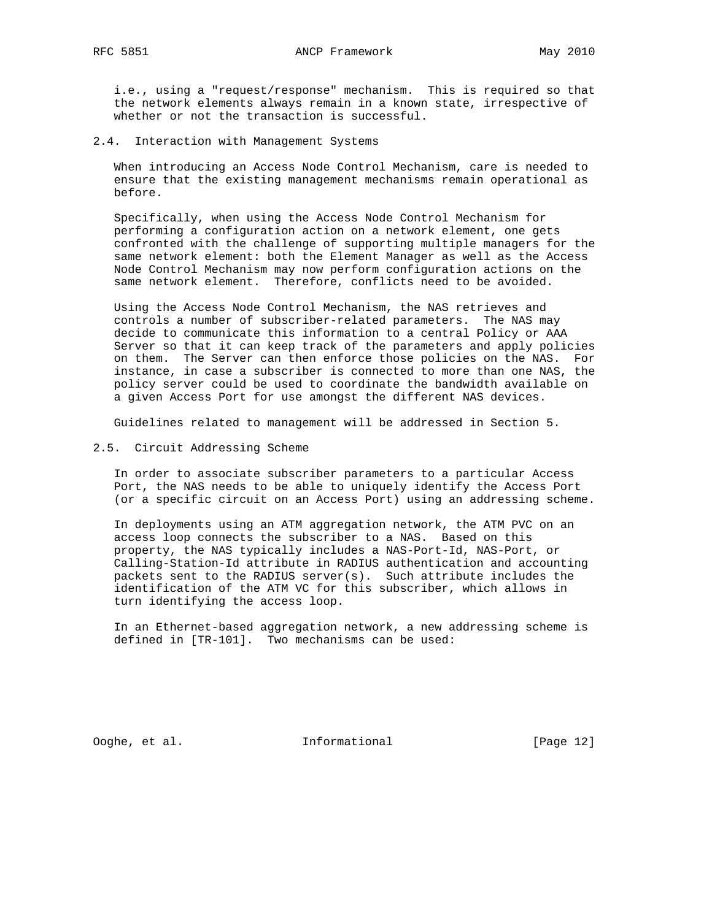i.e., using a "request/response" mechanism. This is required so that the network elements always remain in a known state, irrespective of whether or not the transaction is successful.

### 2.4. Interaction with Management Systems

When introducing an Access Node Control Mechanism, care is needed to ensure that the existing management mechanisms remain operational as before.

Specifically, when using the Access Node Control Mechanism for performing a configuration action on a network element, one gets confronted with the challenge of supporting multiple managers for the same network element: both the Element Manager as well as the Access Node Control Mechanism may now perform configuration actions on the same network element. Therefore, conflicts need to be avoided.

Using the Access Node Control Mechanism, the NAS retrieves and controls a number of subscriber-related parameters. The NAS may decide to communicate this information to a central Policy or AAA Server so that it can keep track of the parameters and apply policies on them. The Server can then enforce those policies on the NAS. For instance, in case a subscriber is connected to more than one NAS, the policy server could be used to coordinate the bandwidth available on a given Access Port for use amongst the different NAS devices.

Guidelines related to management will be addressed in Section 5.

### 2.5. Circuit Addressing Scheme

In order to associate subscriber parameters to a particular Access Port, the NAS needs to be able to uniquely identify the Access Port (or a specific circuit on an Access Port) using an addressing scheme.

In deployments using an ATM aggregation network, the ATM PVC on an access loop connects the subscriber to a NAS. Based on this property, the NAS typically includes a NAS-Port-Id, NAS-Port, or Calling-Station-Id attribute in RADIUS authentication and accounting packets sent to the RADIUS server(s). Such attribute includes the identification of the ATM VC for this subscriber, which allows in turn identifying the access loop.

In an Ethernet-based aggregation network, a new addressing scheme is defined in [TR-101]. Two mechanisms can be used: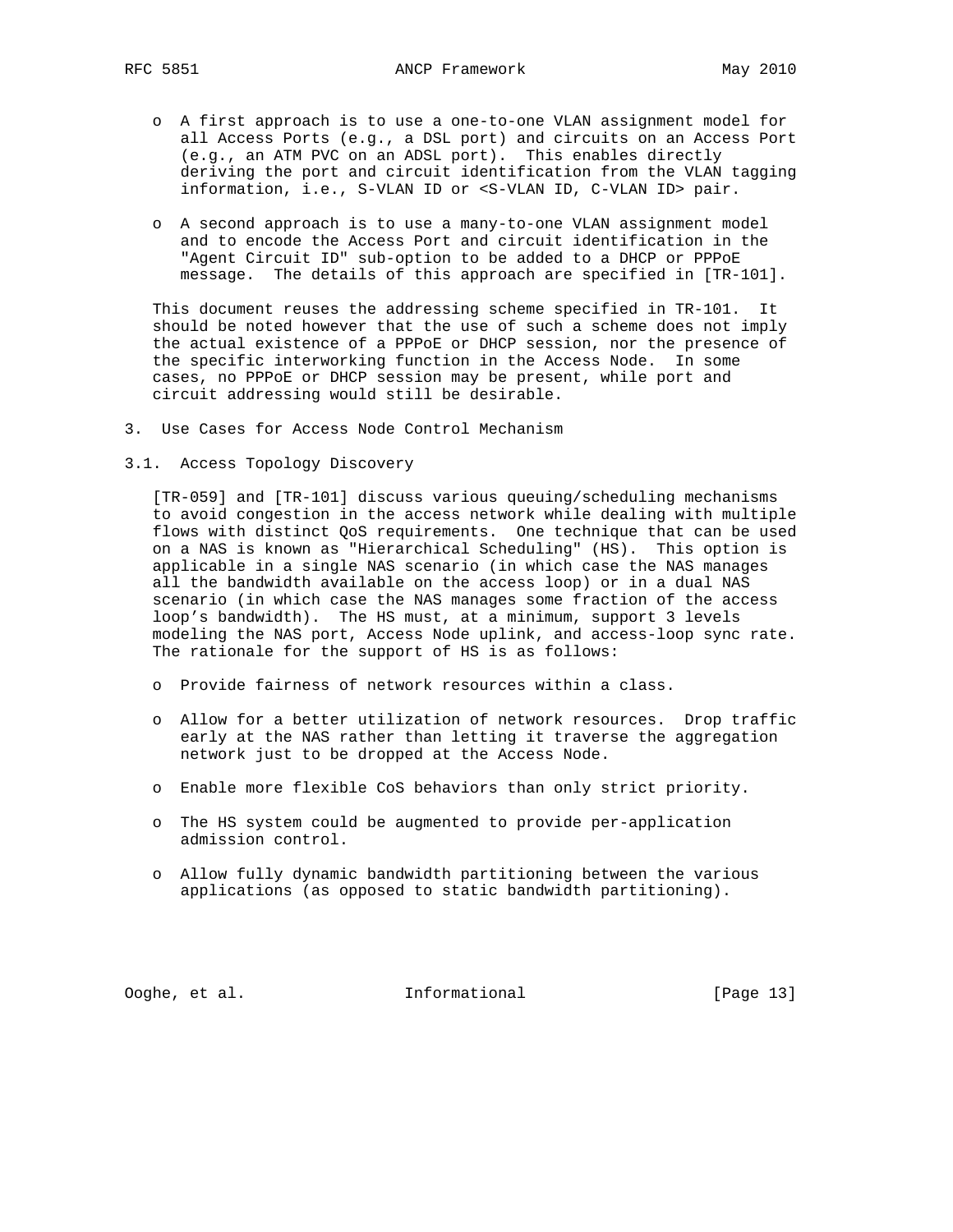- A first approach is to use a one-to-one VLAN assignment model for all Access Ports (e.g., a DSL port) and circuits on an Access Port (e.g., an ATM PVC on an ADSL port). This enables directly deriving the port and circuit identification from the VLAN tagging information, i.e., S-VLAN ID or <S-VLAN ID, C-VLAN ID> pair.

- A second approach is to use a many-to-one VLAN assignment model and to encode the Access Port and circuit identification in the "Agent Circuit ID" sub-option to be added to a DHCP or PPPoE message. The details of this approach are specified in [TR-101].

This document reuses the addressing scheme specified in TR-101. It should be noted however that the use of such a scheme does not imply the actual existence of a PPPoE or DHCP session, nor the presence of the specific interworking function in the Access Node. In some cases, no PPPoE or DHCP session may be present, while port and circuit addressing would still be desirable.

## 3. Use Cases for Access Node Control Mechanism

### 3.1. Access Topology Discovery

[TR-059] and [TR-101] discuss various queuing/scheduling mechanisms to avoid congestion in the access network while dealing with multiple flows with distinct QoS requirements. One technique that can be used on a NAS is known as "Hierarchical Scheduling" (HS). This option is applicable in a single NAS scenario (in which case the NAS manages all the bandwidth available on the access loop) or in a dual NAS scenario (in which case the NAS manages some fraction of the access loop's bandwidth). The HS must, at a minimum, support 3 levels modeling the NAS port, Access Node uplink, and access-loop sync rate. The rationale for the support of HS is as follows:

- Provide fairness of network resources within a class.

- Allow for a better utilization of network resources. Drop traffic early at the NAS rather than letting it traverse the aggregation network just to be dropped at the Access Node.

- Enable more flexible CoS behaviors than only strict priority.

- The HS system could be augmented to provide per-application admission control.

- Allow fully dynamic bandwidth partitioning between the various applications (as opposed to static bandwidth partitioning).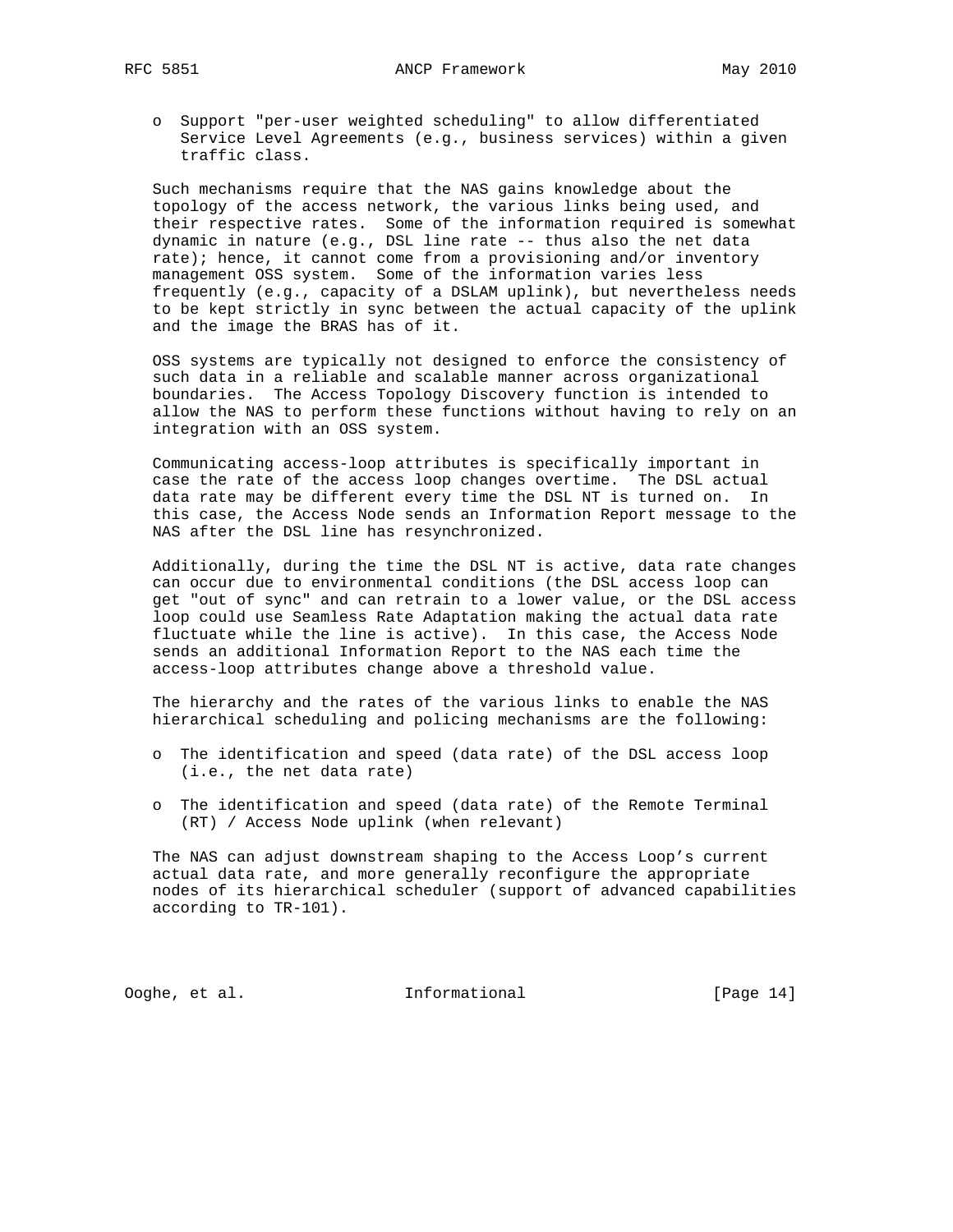- Support "per-user weighted scheduling" to allow differentiated Service Level Agreements (e.g., business services) within a given traffic class.

Such mechanisms require that the NAS gains knowledge about the topology of the access network, the various links being used, and their respective rates. Some of the information required is somewhat dynamic in nature (e.g., DSL line rate -- thus also the net data rate); hence, it cannot come from a provisioning and/or inventory management OSS system. Some of the information varies less frequently (e.g., capacity of a DSLAM uplink), but nevertheless needs to be kept strictly in sync between the actual capacity of the uplink and the image the BRAS has of it.

OSS systems are typically not designed to enforce the consistency of such data in a reliable and scalable manner across organizational boundaries. The Access Topology Discovery function is intended to allow the NAS to perform these functions without having to rely on an integration with an OSS system.

Communicating access-loop attributes is specifically important in case the rate of the access loop changes overtime. The DSL actual data rate may be different every time the DSL NT is turned on. In this case, the Access Node sends an Information Report message to the NAS after the DSL line has resynchronized.

Additionally, during the time the DSL NT is active, data rate changes can occur due to environmental conditions (the DSL access loop can get "out of sync" and can retrain to a lower value, or the DSL access loop could use Seamless Rate Adaptation making the actual data rate fluctuate while the line is active). In this case, the Access Node sends an additional Information Report to the NAS each time the access-loop attributes change above a threshold value.

The hierarchy and the rates of the various links to enable the NAS hierarchical scheduling and policing mechanisms are the following:

- The identification and speed (data rate) of the DSL access loop (i.e., the net data rate)

- The identification and speed (data rate) of the Remote Terminal (RT) / Access Node uplink (when relevant)

The NAS can adjust downstream shaping to the Access Loop's current actual data rate, and more generally reconfigure the appropriate nodes of its hierarchical scheduler (support of advanced capabilities according to TR-101).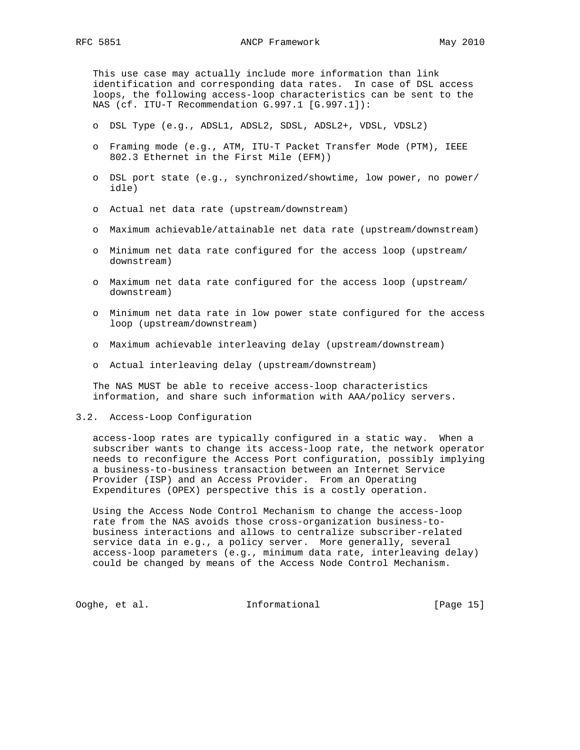This use case may actually include more information than link identification and corresponding data rates. In case of DSL access loops, the following access-loop characteristics can be sent to the NAS (cf. ITU-T Recommendation G.997.1 [G.997.1]):

- DSL Type (e.g., ADSL1, ADSL2, SDSL, ADSL2+, VDSL, VDSL2)
- Framing mode (e.g., ATM, ITU-T Packet Transfer Mode (PTM), IEEE 802.3 Ethernet in the First Mile (EFM))
- DSL port state (e.g., synchronized/showtime, low power, no power/ idle)
- Actual net data rate (upstream/downstream)
- Maximum achievable/attainable net data rate (upstream/downstream)
- Minimum net data rate configured for the access loop (upstream/ downstream)
- Maximum net data rate configured for the access loop (upstream/ downstream)
- Minimum net data rate in low power state configured for the access loop (upstream/downstream)
- Maximum achievable interleaving delay (upstream/downstream)
- Actual interleaving delay (upstream/downstream)

The NAS MUST be able to receive access-loop characteristics information, and share such information with AAA/policy servers.

## 3.2. Access-Loop Configuration

access-loop rates are typically configured in a static way. When a subscriber wants to change its access-loop rate, the network operator needs to reconfigure the Access Port configuration, possibly implying a business-to-business transaction between an Internet Service Provider (ISP) and an Access Provider. From an Operating Expenditures (OPEX) perspective this is a costly operation.

Using the Access Node Control Mechanism to change the access-loop rate from the NAS avoids those cross-organization business-to-business interactions and allows to centralize subscriber-related service data in e.g., a policy server. More generally, several access-loop parameters (e.g., minimum data rate, interleaving delay) could be changed by means of the Access Node Control Mechanism.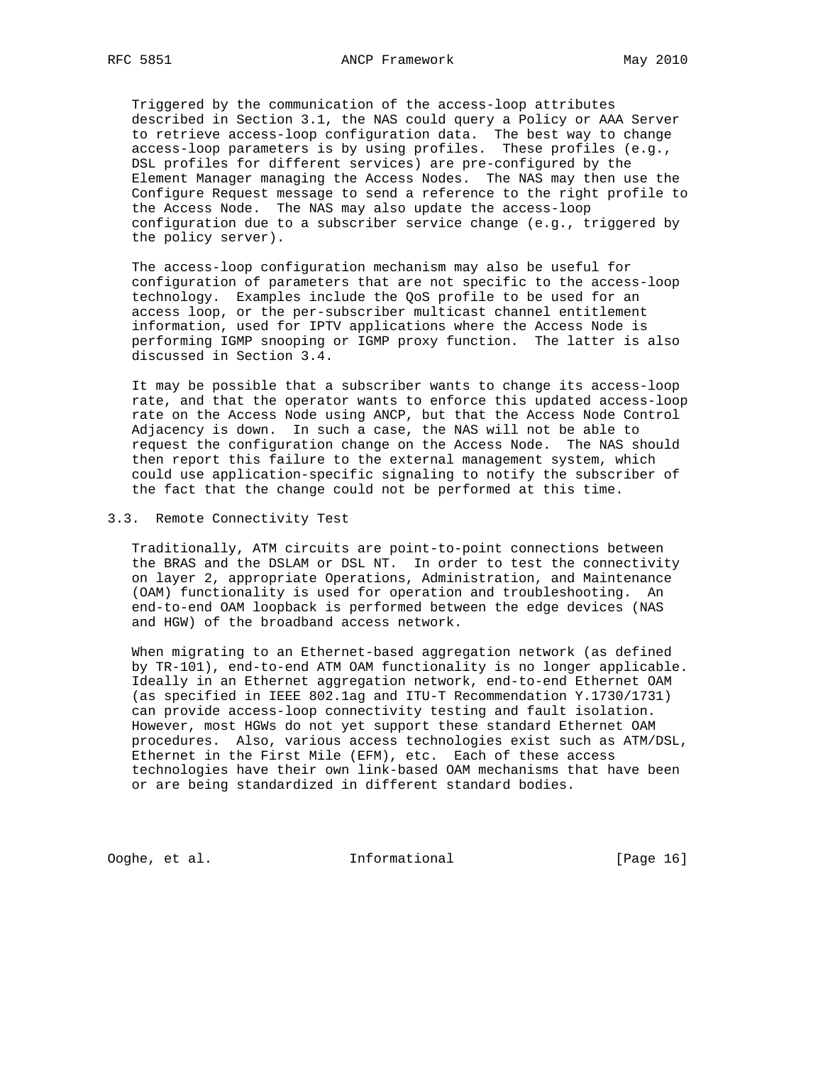Triggered by the communication of the access-loop attributes described in Section 3.1, the NAS could query a Policy or AAA Server to retrieve access-loop configuration data. The best way to change access-loop parameters is by using profiles. These profiles (e.g., DSL profiles for different services) are pre-configured by the Element Manager managing the Access Nodes. The NAS may then use the Configure Request message to send a reference to the right profile to the Access Node. The NAS may also update the access-loop configuration due to a subscriber service change (e.g., triggered by the policy server).

The access-loop configuration mechanism may also be useful for configuration of parameters that are not specific to the access-loop technology. Examples include the QoS profile to be used for an access loop, or the per-subscriber multicast channel entitlement information, used for IPTV applications where the Access Node is performing IGMP snooping or IGMP proxy function. The latter is also discussed in Section 3.4.

It may be possible that a subscriber wants to change its access-loop rate, and that the operator wants to enforce this updated access-loop rate on the Access Node using ANCP, but that the Access Node Control Adjacency is down. In such a case, the NAS will not be able to request the configuration change on the Access Node. The NAS should then report this failure to the external management system, which could use application-specific signaling to notify the subscriber of the fact that the change could not be performed at this time.

## 3.3. Remote Connectivity Test

Traditionally, ATM circuits are point-to-point connections between the BRAS and the DSLAM or DSL NT. In order to test the connectivity on layer 2, appropriate Operations, Administration, and Maintenance (OAM) functionality is used for operation and troubleshooting. An end-to-end OAM loopback is performed between the edge devices (NAS and HGW) of the broadband access network.

When migrating to an Ethernet-based aggregation network (as defined by TR-101), end-to-end ATM OAM functionality is no longer applicable. Ideally in an Ethernet aggregation network, end-to-end Ethernet OAM (as specified in IEEE 802.1ag and ITU-T Recommendation Y.1730/1731) can provide access-loop connectivity testing and fault isolation. However, most HGWs do not yet support these standard Ethernet OAM procedures. Also, various access technologies exist such as ATM/DSL, Ethernet in the First Mile (EFM), etc. Each of these access technologies have their own link-based OAM mechanisms that have been or are being standardized in different standard bodies.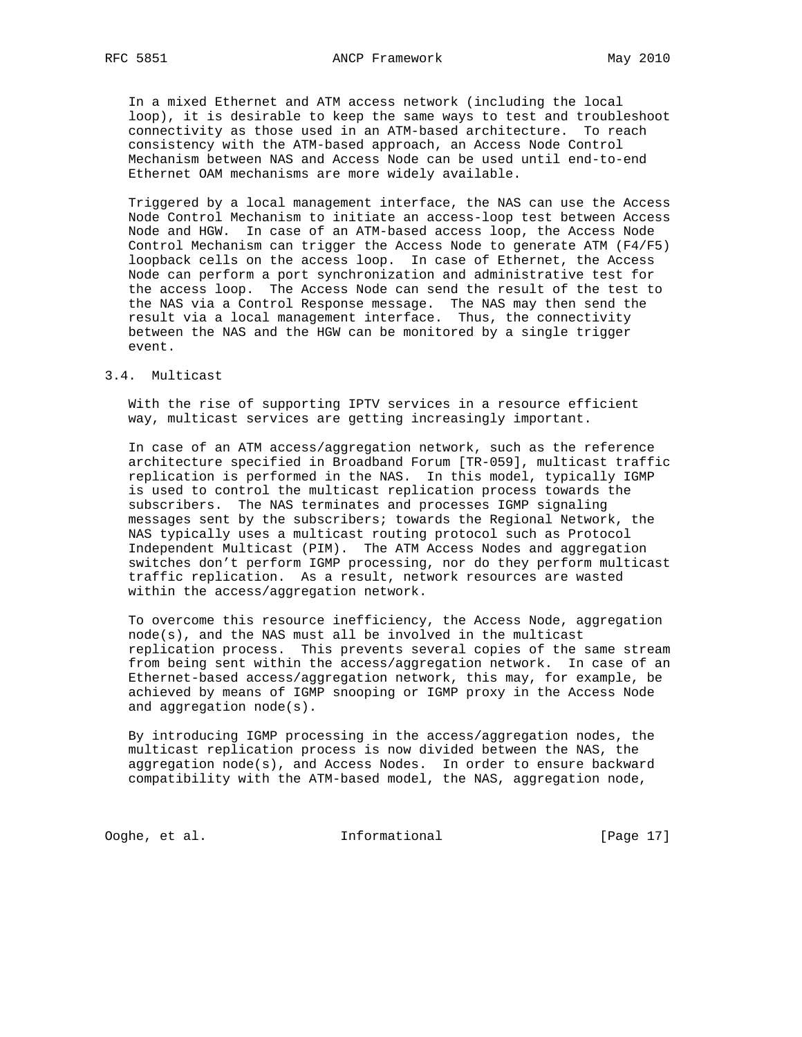In a mixed Ethernet and ATM access network (including the local loop), it is desirable to keep the same ways to test and troubleshoot connectivity as those used in an ATM-based architecture. To reach consistency with the ATM-based approach, an Access Node Control Mechanism between NAS and Access Node can be used until end-to-end Ethernet OAM mechanisms are more widely available.

Triggered by a local management interface, the NAS can use the Access Node Control Mechanism to initiate an access-loop test between Access Node and HGW. In case of an ATM-based access loop, the Access Node Control Mechanism can trigger the Access Node to generate ATM (F4/F5) loopback cells on the access loop. In case of Ethernet, the Access Node can perform a port synchronization and administrative test for the access loop. The Access Node can send the result of the test to the NAS via a Control Response message. The NAS may then send the result via a local management interface. Thus, the connectivity between the NAS and the HGW can be monitored by a single trigger event.

## 3.4. Multicast

With the rise of supporting IPTV services in a resource efficient way, multicast services are getting increasingly important.

In case of an ATM access/aggregation network, such as the reference architecture specified in Broadband Forum [TR-059], multicast traffic replication is performed in the NAS. In this model, typically IGMP is used to control the multicast replication process towards the subscribers. The NAS terminates and processes IGMP signaling messages sent by the subscribers; towards the Regional Network, the NAS typically uses a multicast routing protocol such as Protocol Independent Multicast (PIM). The ATM Access Nodes and aggregation switches don't perform IGMP processing, nor do they perform multicast traffic replication. As a result, network resources are wasted within the access/aggregation network.

To overcome this resource inefficiency, the Access Node, aggregation node(s), and the NAS must all be involved in the multicast replication process. This prevents several copies of the same stream from being sent within the access/aggregation network. In case of an Ethernet-based access/aggregation network, this may, for example, be achieved by means of IGMP snooping or IGMP proxy in the Access Node and aggregation node(s).

By introducing IGMP processing in the access/aggregation nodes, the multicast replication process is now divided between the NAS, the aggregation node(s), and Access Nodes. In order to ensure backward compatibility with the ATM-based model, the NAS, aggregation node,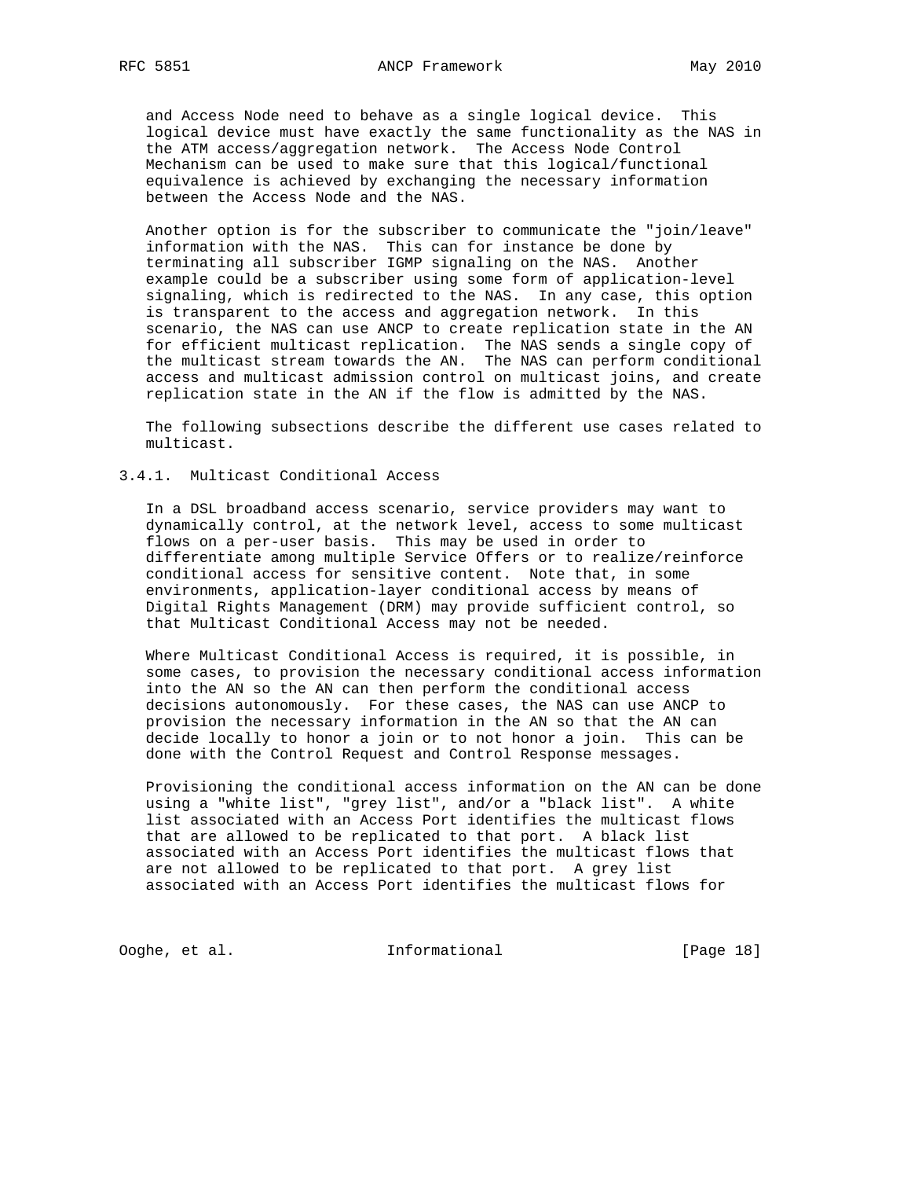and Access Node need to behave as a single logical device. This logical device must have exactly the same functionality as the NAS in the ATM access/aggregation network. The Access Node Control Mechanism can be used to make sure that this logical/functional equivalence is achieved by exchanging the necessary information between the Access Node and the NAS.

Another option is for the subscriber to communicate the "join/leave" information with the NAS. This can for instance be done by terminating all subscriber IGMP signaling on the NAS. Another example could be a subscriber using some form of application-level signaling, which is redirected to the NAS. In any case, this option is transparent to the access and aggregation network. In this scenario, the NAS can use ANCP to create replication state in the AN for efficient multicast replication. The NAS sends a single copy of the multicast stream towards the AN. The NAS can perform conditional access and multicast admission control on multicast joins, and create replication state in the AN if the flow is admitted by the NAS.

The following subsections describe the different use cases related to multicast.

### 3.4.1. Multicast Conditional Access

In a DSL broadband access scenario, service providers may want to dynamically control, at the network level, access to some multicast flows on a per-user basis. This may be used in order to differentiate among multiple Service Offers or to realize/reinforce conditional access for sensitive content. Note that, in some environments, application-layer conditional access by means of Digital Rights Management (DRM) may provide sufficient control, so that Multicast Conditional Access may not be needed.

Where Multicast Conditional Access is required, it is possible, in some cases, to provision the necessary conditional access information into the AN so the AN can then perform the conditional access decisions autonomously. For these cases, the NAS can use ANCP to provision the necessary information in the AN so that the AN can decide locally to honor a join or to not honor a join. This can be done with the Control Request and Control Response messages.

Provisioning the conditional access information on the AN can be done using a "white list", "grey list", and/or a "black list". A white list associated with an Access Port identifies the multicast flows that are allowed to be replicated to that port. A black list associated with an Access Port identifies the multicast flows that are not allowed to be replicated to that port. A grey list associated with an Access Port identifies the multicast flows for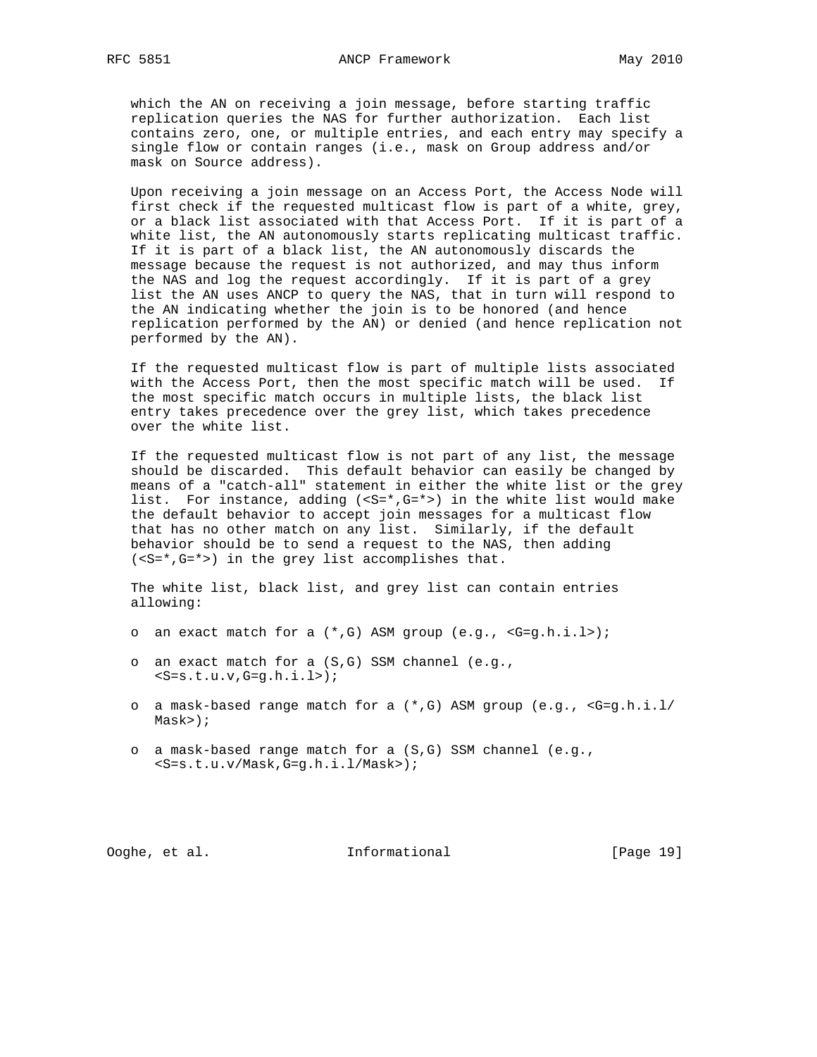which the AN on receiving a join message, before starting traffic replication queries the NAS for further authorization. Each list contains zero, one, or multiple entries, and each entry may specify a single flow or contain ranges (i.e., mask on Group address and/or mask on Source address).

Upon receiving a join message on an Access Port, the Access Node will first check if the requested multicast flow is part of a white, grey, or a black list associated with that Access Port. If it is part of a white list, the AN autonomously starts replicating multicast traffic. If it is part of a black list, the AN autonomously discards the message because the request is not authorized, and may thus inform the NAS and log the request accordingly. If it is part of a grey list the AN uses ANCP to query the NAS, that in turn will respond to the AN indicating whether the join is to be honored (and hence replication performed by the AN) or denied (and hence replication not performed by the AN).

If the requested multicast flow is part of multiple lists associated with the Access Port, then the most specific match will be used. If the most specific match occurs in multiple lists, the black list entry takes precedence over the grey list, which takes precedence over the white list.

If the requested multicast flow is not part of any list, the message should be discarded. This default behavior can easily be changed by means of a "catch-all" statement in either the white list or the grey list. For instance, adding (<S=*,G=*>) in the white list would make the default behavior to accept join messages for a multicast flow that has no other match on any list. Similarly, if the default behavior should be to send a request to the NAS, then adding (<S=*,G=*>) in the grey list accomplishes that.

The white list, black list, and grey list can contain entries allowing:

- an exact match for a (*,G) ASM group (e.g., <G=g.h.i.l>);
- an exact match for a (S,G) SSM channel (e.g., <S=s.t.u.v,G=g.h.i.l>);
- a mask-based range match for a (*,G) ASM group (e.g., <G=g.h.i.l/Mask>);
- a mask-based range match for a (S,G) SSM channel (e.g., <S=s.t.u.v/Mask,G=g.h.i.l/Mask>);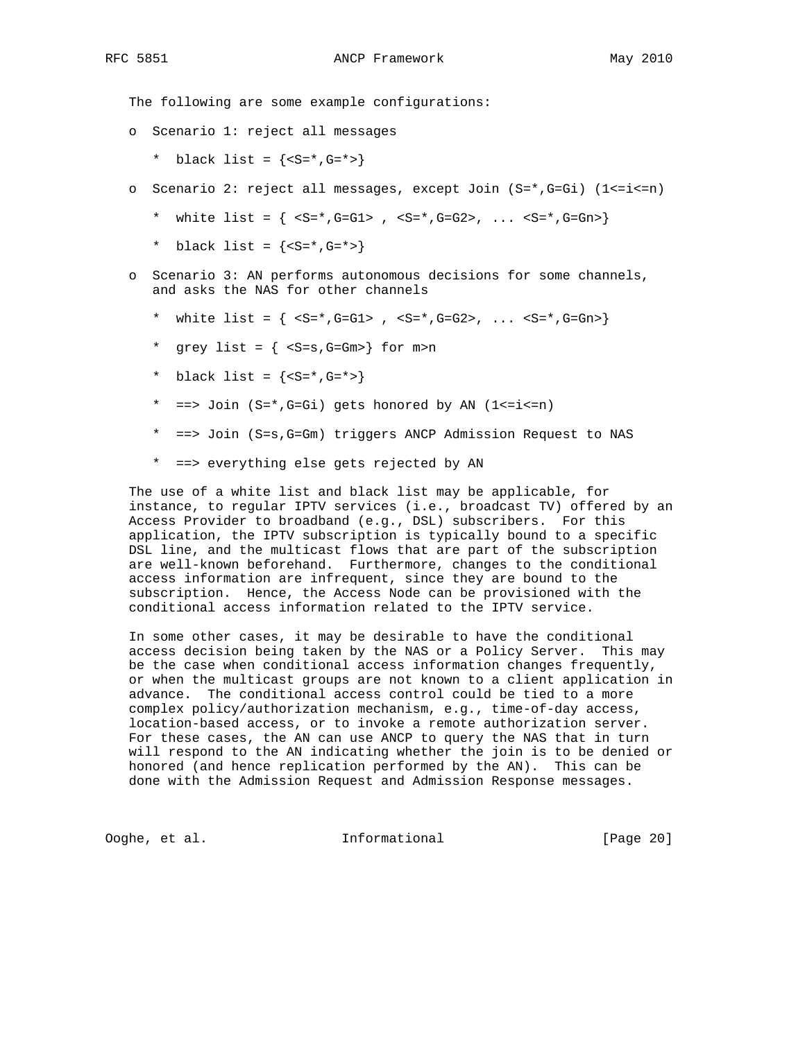The following are some example configurations:

- Scenario 1: reject all messages

  - black list = {<S=*,G=*>}

- Scenario 2: reject all messages, except Join (S=*,G=Gi) (1<=i<=n)

  - white list = { <S=*,G=G1> , <S=*,G=G2>, ... <S=*,G=Gn>}

  - black list = {<S=*,G=*>}

- Scenario 3: AN performs autonomous decisions for some channels, and asks the NAS for other channels

  - white list = { <S=*,G=G1> , <S=*,G=G2>, ... <S=*,G=Gn>}

  - grey list = { <S=s,G=Gm>} for m>n

  - black list = {<S=*,G=*>}

  - ==> Join (S=*,G=Gi) gets honored by AN (1<=i<=n)

  - ==> Join (S=s,G=Gm) triggers ANCP Admission Request to NAS

  - ==> everything else gets rejected by AN

The use of a white list and black list may be applicable, for instance, to regular IPTV services (i.e., broadcast TV) offered by an Access Provider to broadband (e.g., DSL) subscribers. For this application, the IPTV subscription is typically bound to a specific DSL line, and the multicast flows that are part of the subscription are well-known beforehand. Furthermore, changes to the conditional access information are infrequent, since they are bound to the subscription. Hence, the Access Node can be provisioned with the conditional access information related to the IPTV service.

In some other cases, it may be desirable to have the conditional access decision being taken by the NAS or a Policy Server. This may be the case when conditional access information changes frequently, or when the multicast groups are not known to a client application in advance. The conditional access control could be tied to a more complex policy/authorization mechanism, e.g., time-of-day access, location-based access, or to invoke a remote authorization server. For these cases, the AN can use ANCP to query the NAS that in turn will respond to the AN indicating whether the join is to be denied or honored (and hence replication performed by the AN). This can be done with the Admission Request and Admission Response messages.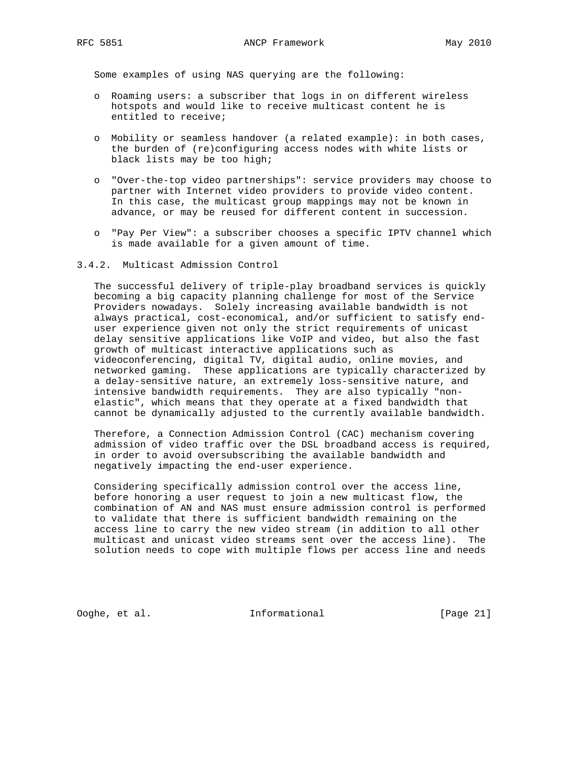Some examples of using NAS querying are the following:

- Roaming users: a subscriber that logs in on different wireless hotspots and would like to receive multicast content he is entitled to receive;
- Mobility or seamless handover (a related example): in both cases, the burden of (re)configuring access nodes with white lists or black lists may be too high;
- "Over-the-top video partnerships": service providers may choose to partner with Internet video providers to provide video content. In this case, the multicast group mappings may not be known in advance, or may be reused for different content in succession.
- "Pay Per View": a subscriber chooses a specific IPTV channel which is made available for a given amount of time.

### 3.4.2. Multicast Admission Control

The successful delivery of triple-play broadband services is quickly becoming a big capacity planning challenge for most of the Service Providers nowadays. Solely increasing available bandwidth is not always practical, cost-economical, and/or sufficient to satisfy end-user experience given not only the strict requirements of unicast delay sensitive applications like VoIP and video, but also the fast growth of multicast interactive applications such as videoconferencing, digital TV, digital audio, online movies, and networked gaming. These applications are typically characterized by a delay-sensitive nature, an extremely loss-sensitive nature, and intensive bandwidth requirements. They are also typically "non-elastic", which means that they operate at a fixed bandwidth that cannot be dynamically adjusted to the currently available bandwidth.

Therefore, a Connection Admission Control (CAC) mechanism covering admission of video traffic over the DSL broadband access is required, in order to avoid oversubscribing the available bandwidth and negatively impacting the end-user experience.

Considering specifically admission control over the access line, before honoring a user request to join a new multicast flow, the combination of AN and NAS must ensure admission control is performed to validate that there is sufficient bandwidth remaining on the access line to carry the new video stream (in addition to all other multicast and unicast video streams sent over the access line). The solution needs to cope with multiple flows per access line and needs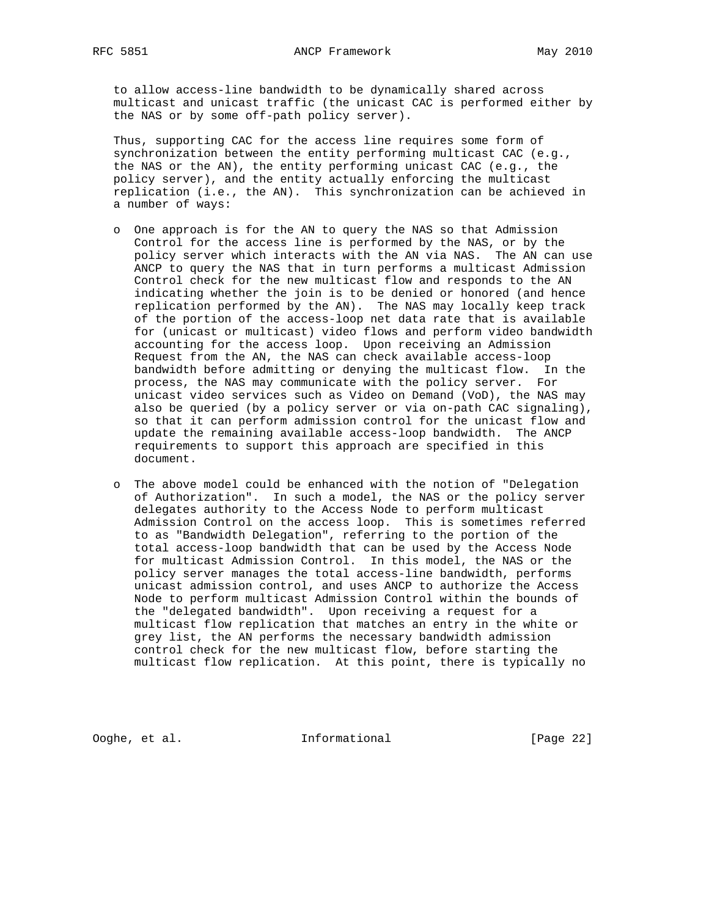to allow access-line bandwidth to be dynamically shared across multicast and unicast traffic (the unicast CAC is performed either by the NAS or by some off-path policy server).

Thus, supporting CAC for the access line requires some form of synchronization between the entity performing multicast CAC (e.g., the NAS or the AN), the entity performing unicast CAC (e.g., the policy server), and the entity actually enforcing the multicast replication (i.e., the AN). This synchronization can be achieved in a number of ways:

- One approach is for the AN to query the NAS so that Admission Control for the access line is performed by the NAS, or by the policy server which interacts with the AN via NAS. The AN can use ANCP to query the NAS that in turn performs a multicast Admission Control check for the new multicast flow and responds to the AN indicating whether the join is to be denied or honored (and hence replication performed by the AN). The NAS may locally keep track of the portion of the access-loop net data rate that is available for (unicast or multicast) video flows and perform video bandwidth accounting for the access loop. Upon receiving an Admission Request from the AN, the NAS can check available access-loop bandwidth before admitting or denying the multicast flow. In the process, the NAS may communicate with the policy server. For unicast video services such as Video on Demand (VoD), the NAS may also be queried (by a policy server or via on-path CAC signaling), so that it can perform admission control for the unicast flow and update the remaining available access-loop bandwidth. The ANCP requirements to support this approach are specified in this document.

- The above model could be enhanced with the notion of "Delegation of Authorization". In such a model, the NAS or the policy server delegates authority to the Access Node to perform multicast Admission Control on the access loop. This is sometimes referred to as "Bandwidth Delegation", referring to the portion of the total access-loop bandwidth that can be used by the Access Node for multicast Admission Control. In this model, the NAS or the policy server manages the total access-line bandwidth, performs unicast admission control, and uses ANCP to authorize the Access Node to perform multicast Admission Control within the bounds of the "delegated bandwidth". Upon receiving a request for a multicast flow replication that matches an entry in the white or grey list, the AN performs the necessary bandwidth admission control check for the new multicast flow, before starting the multicast flow replication. At this point, there is typically no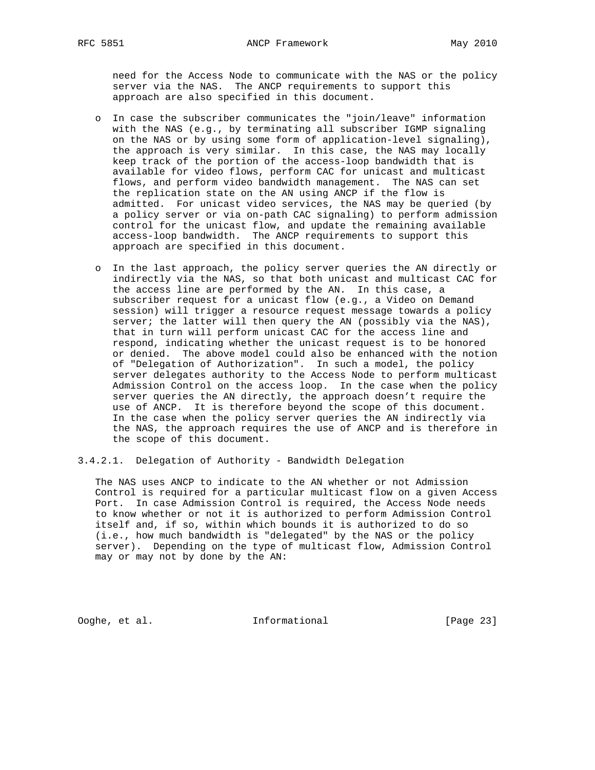need for the Access Node to communicate with the NAS or the policy server via the NAS. The ANCP requirements to support this approach are also specified in this document.

- In case the subscriber communicates the "join/leave" information with the NAS (e.g., by terminating all subscriber IGMP signaling on the NAS or by using some form of application-level signaling), the approach is very similar. In this case, the NAS may locally keep track of the portion of the access-loop bandwidth that is available for video flows, perform CAC for unicast and multicast flows, and perform video bandwidth management. The NAS can set the replication state on the AN using ANCP if the flow is admitted. For unicast video services, the NAS may be queried (by a policy server or via on-path CAC signaling) to perform admission control for the unicast flow, and update the remaining available access-loop bandwidth. The ANCP requirements to support this approach are specified in this document.

- In the last approach, the policy server queries the AN directly or indirectly via the NAS, so that both unicast and multicast CAC for the access line are performed by the AN. In this case, a subscriber request for a unicast flow (e.g., a Video on Demand session) will trigger a resource request message towards a policy server; the latter will then query the AN (possibly via the NAS), that in turn will perform unicast CAC for the access line and respond, indicating whether the unicast request is to be honored or denied. The above model could also be enhanced with the notion of "Delegation of Authorization". In such a model, the policy server delegates authority to the Access Node to perform multicast Admission Control on the access loop. In the case when the policy server queries the AN directly, the approach doesn't require the use of ANCP. It is therefore beyond the scope of this document. In the case when the policy server queries the AN indirectly via the NAS, the approach requires the use of ANCP and is therefore in the scope of this document.

#### 3.4.2.1. Delegation of Authority - Bandwidth Delegation

The NAS uses ANCP to indicate to the AN whether or not Admission Control is required for a particular multicast flow on a given Access Port. In case Admission Control is required, the Access Node needs to know whether or not it is authorized to perform Admission Control itself and, if so, within which bounds it is authorized to do so (i.e., how much bandwidth is "delegated" by the NAS or the policy server). Depending on the type of multicast flow, Admission Control may or may not by done by the AN: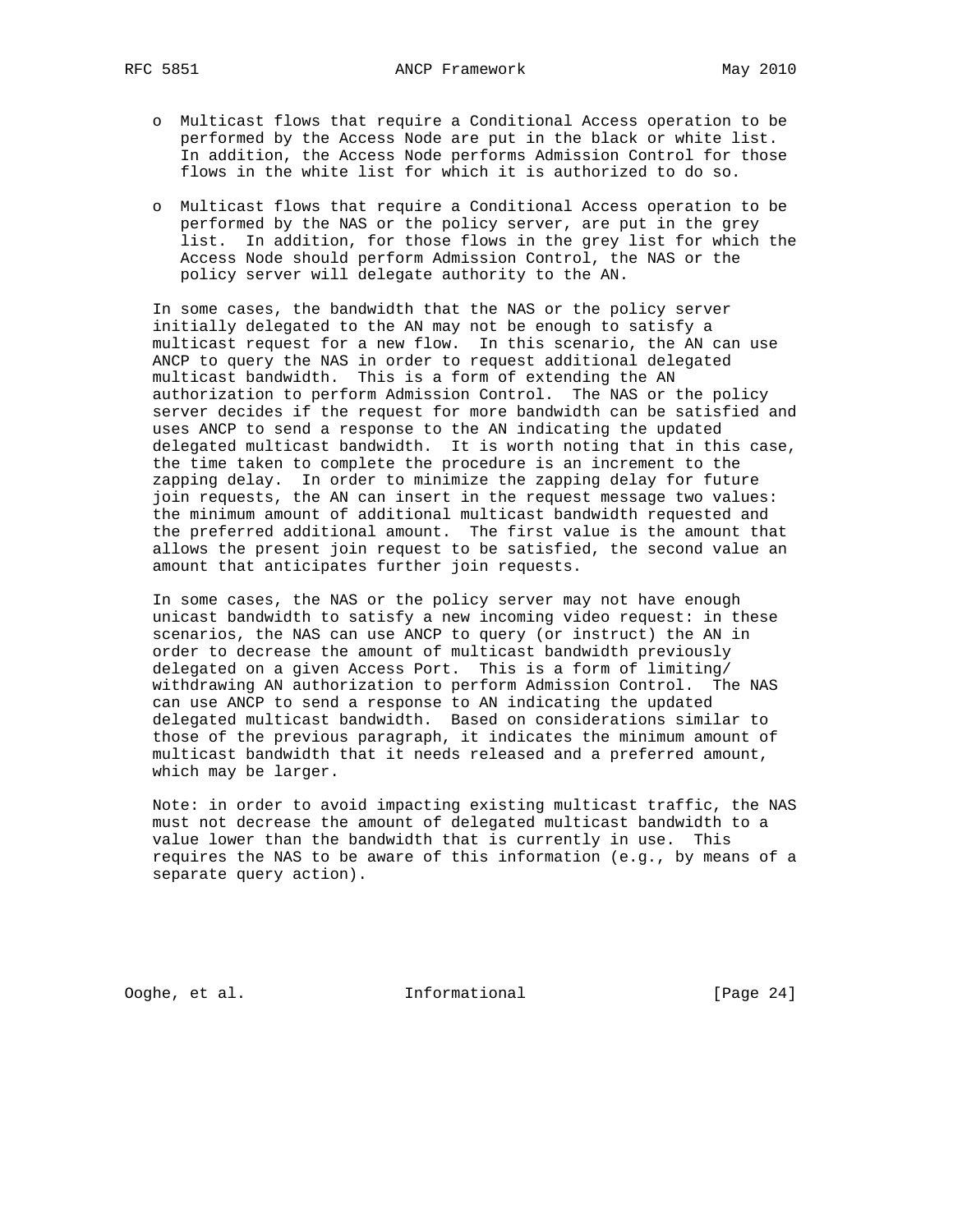- Multicast flows that require a Conditional Access operation to be performed by the Access Node are put in the black or white list. In addition, the Access Node performs Admission Control for those flows in the white list for which it is authorized to do so.

- Multicast flows that require a Conditional Access operation to be performed by the NAS or the policy server, are put in the grey list. In addition, for those flows in the grey list for which the Access Node should perform Admission Control, the NAS or the policy server will delegate authority to the AN.

In some cases, the bandwidth that the NAS or the policy server initially delegated to the AN may not be enough to satisfy a multicast request for a new flow. In this scenario, the AN can use ANCP to query the NAS in order to request additional delegated multicast bandwidth. This is a form of extending the AN authorization to perform Admission Control. The NAS or the policy server decides if the request for more bandwidth can be satisfied and uses ANCP to send a response to the AN indicating the updated delegated multicast bandwidth. It is worth noting that in this case, the time taken to complete the procedure is an increment to the zapping delay. In order to minimize the zapping delay for future join requests, the AN can insert in the request message two values: the minimum amount of additional multicast bandwidth requested and the preferred additional amount. The first value is the amount that allows the present join request to be satisfied, the second value an amount that anticipates further join requests.

In some cases, the NAS or the policy server may not have enough unicast bandwidth to satisfy a new incoming video request: in these scenarios, the NAS can use ANCP to query (or instruct) the AN in order to decrease the amount of multicast bandwidth previously delegated on a given Access Port. This is a form of limiting/withdrawing AN authorization to perform Admission Control. The NAS can use ANCP to send a response to AN indicating the updated delegated multicast bandwidth. Based on considerations similar to those of the previous paragraph, it indicates the minimum amount of multicast bandwidth that it needs released and a preferred amount, which may be larger.

Note: in order to avoid impacting existing multicast traffic, the NAS must not decrease the amount of delegated multicast bandwidth to a value lower than the bandwidth that is currently in use. This requires the NAS to be aware of this information (e.g., by means of a separate query action).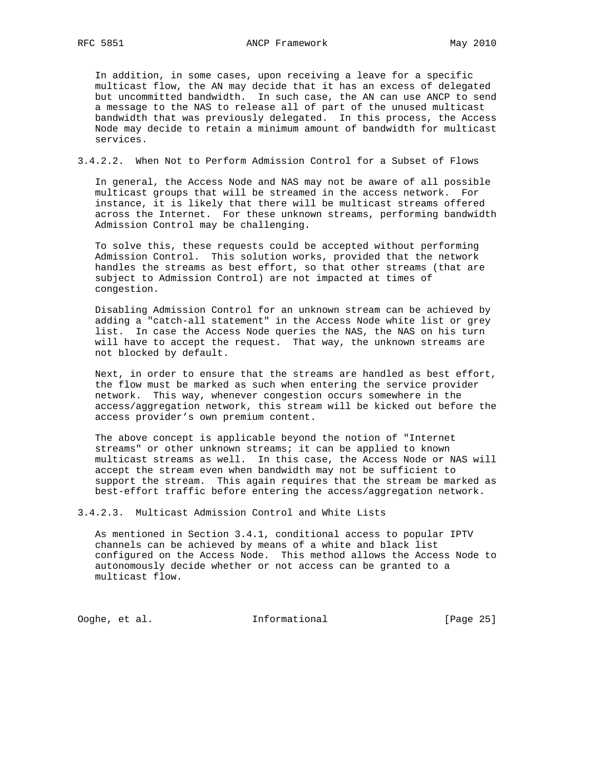In addition, in some cases, upon receiving a leave for a specific multicast flow, the AN may decide that it has an excess of delegated but uncommitted bandwidth. In such case, the AN can use ANCP to send a message to the NAS to release all of part of the unused multicast bandwidth that was previously delegated. In this process, the Access Node may decide to retain a minimum amount of bandwidth for multicast services.

#### 3.4.2.2. When Not to Perform Admission Control for a Subset of Flows

In general, the Access Node and NAS may not be aware of all possible multicast groups that will be streamed in the access network. For instance, it is likely that there will be multicast streams offered across the Internet. For these unknown streams, performing bandwidth Admission Control may be challenging.

To solve this, these requests could be accepted without performing Admission Control. This solution works, provided that the network handles the streams as best effort, so that other streams (that are subject to Admission Control) are not impacted at times of congestion.

Disabling Admission Control for an unknown stream can be achieved by adding a "catch-all statement" in the Access Node white list or grey list. In case the Access Node queries the NAS, the NAS on his turn will have to accept the request. That way, the unknown streams are not blocked by default.

Next, in order to ensure that the streams are handled as best effort, the flow must be marked as such when entering the service provider network. This way, whenever congestion occurs somewhere in the access/aggregation network, this stream will be kicked out before the access provider’s own premium content.

The above concept is applicable beyond the notion of "Internet streams" or other unknown streams; it can be applied to known multicast streams as well. In this case, the Access Node or NAS will accept the stream even when bandwidth may not be sufficient to support the stream. This again requires that the stream be marked as best-effort traffic before entering the access/aggregation network.

#### 3.4.2.3. Multicast Admission Control and White Lists

As mentioned in Section 3.4.1, conditional access to popular IPTV channels can be achieved by means of a white and black list configured on the Access Node. This method allows the Access Node to autonomously decide whether or not access can be granted to a multicast flow.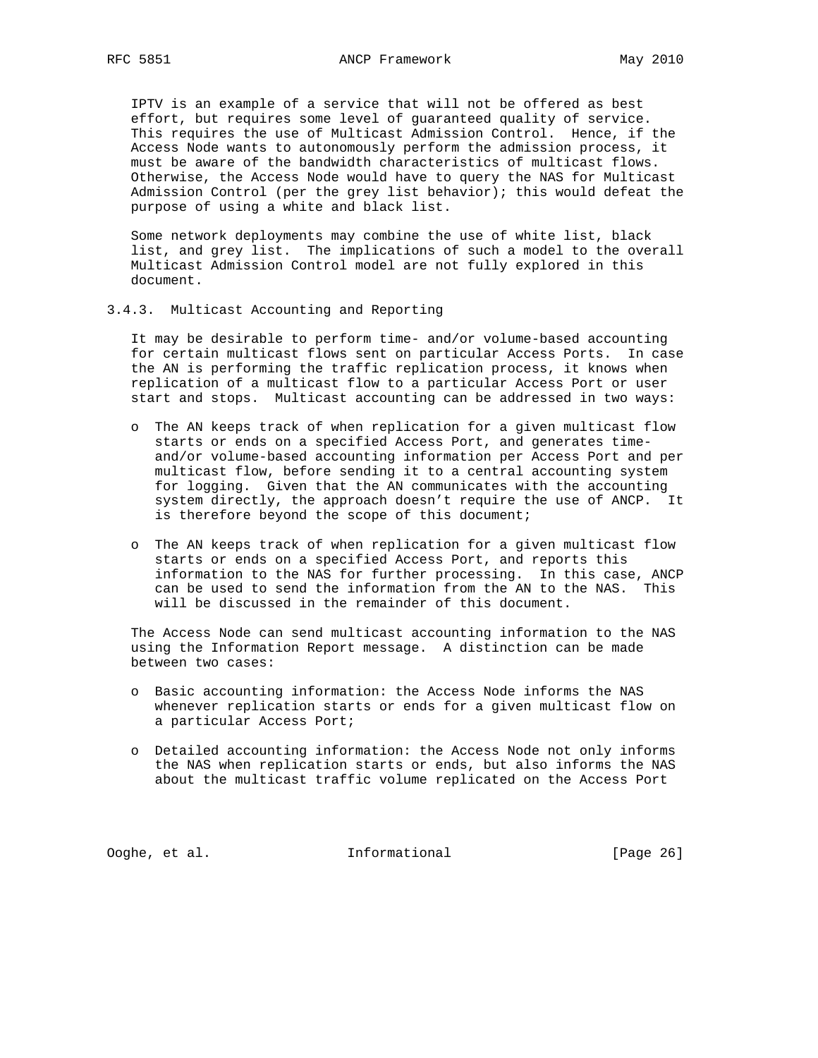IPTV is an example of a service that will not be offered as best effort, but requires some level of guaranteed quality of service. This requires the use of Multicast Admission Control. Hence, if the Access Node wants to autonomously perform the admission process, it must be aware of the bandwidth characteristics of multicast flows. Otherwise, the Access Node would have to query the NAS for Multicast Admission Control (per the grey list behavior); this would defeat the purpose of using a white and black list.

Some network deployments may combine the use of white list, black list, and grey list. The implications of such a model to the overall Multicast Admission Control model are not fully explored in this document.

### 3.4.3. Multicast Accounting and Reporting

It may be desirable to perform time- and/or volume-based accounting for certain multicast flows sent on particular Access Ports. In case the AN is performing the traffic replication process, it knows when replication of a multicast flow to a particular Access Port or user start and stops. Multicast accounting can be addressed in two ways:

- The AN keeps track of when replication for a given multicast flow starts or ends on a specified Access Port, and generates time- and/or volume-based accounting information per Access Port and per multicast flow, before sending it to a central accounting system for logging. Given that the AN communicates with the accounting system directly, the approach doesn't require the use of ANCP. It is therefore beyond the scope of this document;

- The AN keeps track of when replication for a given multicast flow starts or ends on a specified Access Port, and reports this information to the NAS for further processing. In this case, ANCP can be used to send the information from the AN to the NAS. This will be discussed in the remainder of this document.

The Access Node can send multicast accounting information to the NAS using the Information Report message. A distinction can be made between two cases:

- Basic accounting information: the Access Node informs the NAS whenever replication starts or ends for a given multicast flow on a particular Access Port;

- Detailed accounting information: the Access Node not only informs the NAS when replication starts or ends, but also informs the NAS about the multicast traffic volume replicated on the Access Port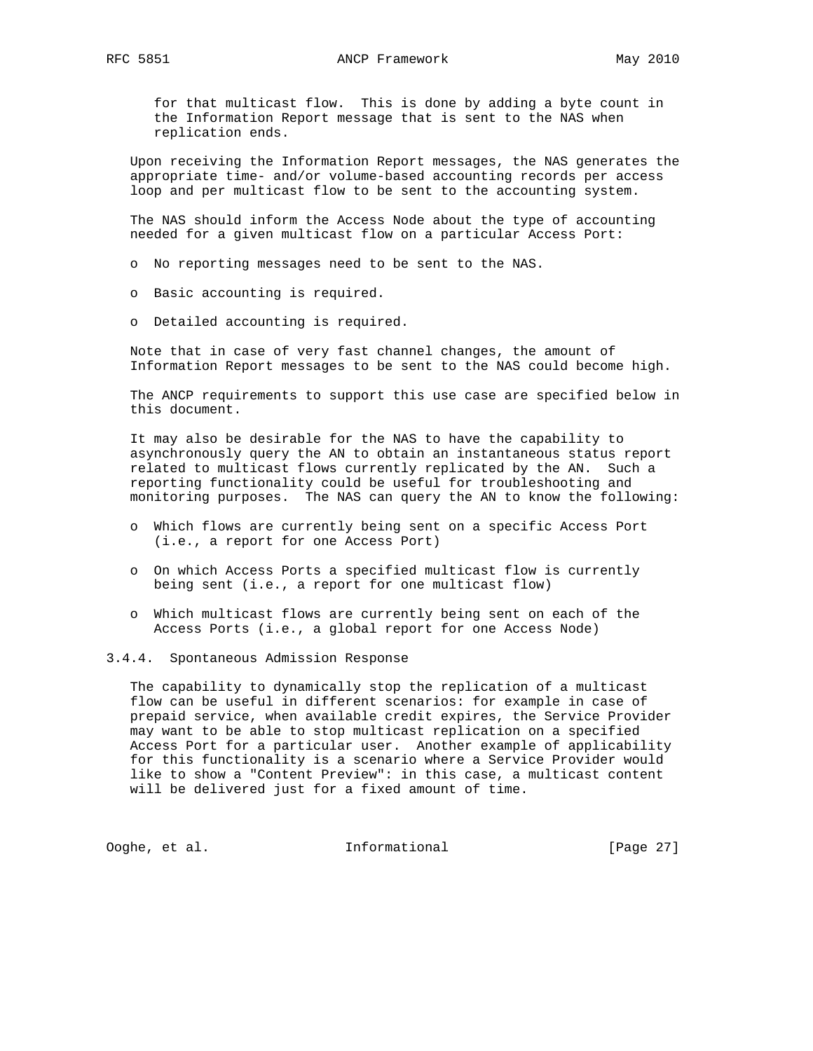for that multicast flow. This is done by adding a byte count in the Information Report message that is sent to the NAS when replication ends.

Upon receiving the Information Report messages, the NAS generates the appropriate time- and/or volume-based accounting records per access loop and per multicast flow to be sent to the accounting system.

The NAS should inform the Access Node about the type of accounting needed for a given multicast flow on a particular Access Port:

- No reporting messages need to be sent to the NAS.
- Basic accounting is required.
- Detailed accounting is required.

Note that in case of very fast channel changes, the amount of Information Report messages to be sent to the NAS could become high.

The ANCP requirements to support this use case are specified below in this document.

It may also be desirable for the NAS to have the capability to asynchronously query the AN to obtain an instantaneous status report related to multicast flows currently replicated by the AN. Such a reporting functionality could be useful for troubleshooting and monitoring purposes. The NAS can query the AN to know the following:

- Which flows are currently being sent on a specific Access Port (i.e., a report for one Access Port)
- On which Access Ports a specified multicast flow is currently being sent (i.e., a report for one multicast flow)
- Which multicast flows are currently being sent on each of the Access Ports (i.e., a global report for one Access Node)

#### 3.4.4. Spontaneous Admission Response

The capability to dynamically stop the replication of a multicast flow can be useful in different scenarios: for example in case of prepaid service, when available credit expires, the Service Provider may want to be able to stop multicast replication on a specified Access Port for a particular user. Another example of applicability for this functionality is a scenario where a Service Provider would like to show a "Content Preview": in this case, a multicast content will be delivered just for a fixed amount of time.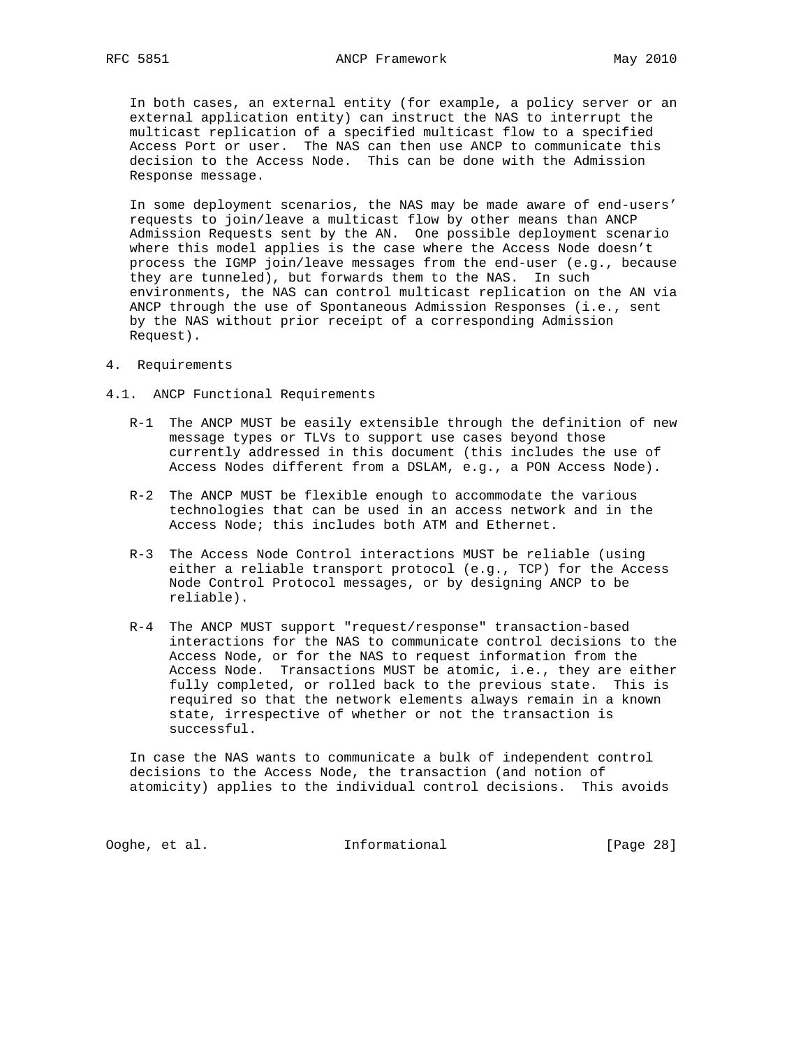In both cases, an external entity (for example, a policy server or an external application entity) can instruct the NAS to interrupt the multicast replication of a specified multicast flow to a specified Access Port or user. The NAS can then use ANCP to communicate this decision to the Access Node. This can be done with the Admission Response message.

In some deployment scenarios, the NAS may be made aware of end-users' requests to join/leave a multicast flow by other means than ANCP Admission Requests sent by the AN. One possible deployment scenario where this model applies is the case where the Access Node doesn't process the IGMP join/leave messages from the end-user (e.g., because they are tunneled), but forwards them to the NAS. In such environments, the NAS can control multicast replication on the AN via ANCP through the use of Spontaneous Admission Responses (i.e., sent by the NAS without prior receipt of a corresponding Admission Request).

# 4. Requirements

## 4.1. ANCP Functional Requirements

- R-1 The ANCP MUST be easily extensible through the definition of new message types or TLVs to support use cases beyond those currently addressed in this document (this includes the use of Access Nodes different from a DSLAM, e.g., a PON Access Node).

- R-2 The ANCP MUST be flexible enough to accommodate the various technologies that can be used in an access network and in the Access Node; this includes both ATM and Ethernet.

- R-3 The Access Node Control interactions MUST be reliable (using either a reliable transport protocol (e.g., TCP) for the Access Node Control Protocol messages, or by designing ANCP to be reliable).

- R-4 The ANCP MUST support "request/response" transaction-based interactions for the NAS to communicate control decisions to the Access Node, or for the NAS to request information from the Access Node. Transactions MUST be atomic, i.e., they are either fully completed, or rolled back to the previous state. This is required so that the network elements always remain in a known state, irrespective of whether or not the transaction is successful.

In case the NAS wants to communicate a bulk of independent control decisions to the Access Node, the transaction (and notion of atomicity) applies to the individual control decisions. This avoids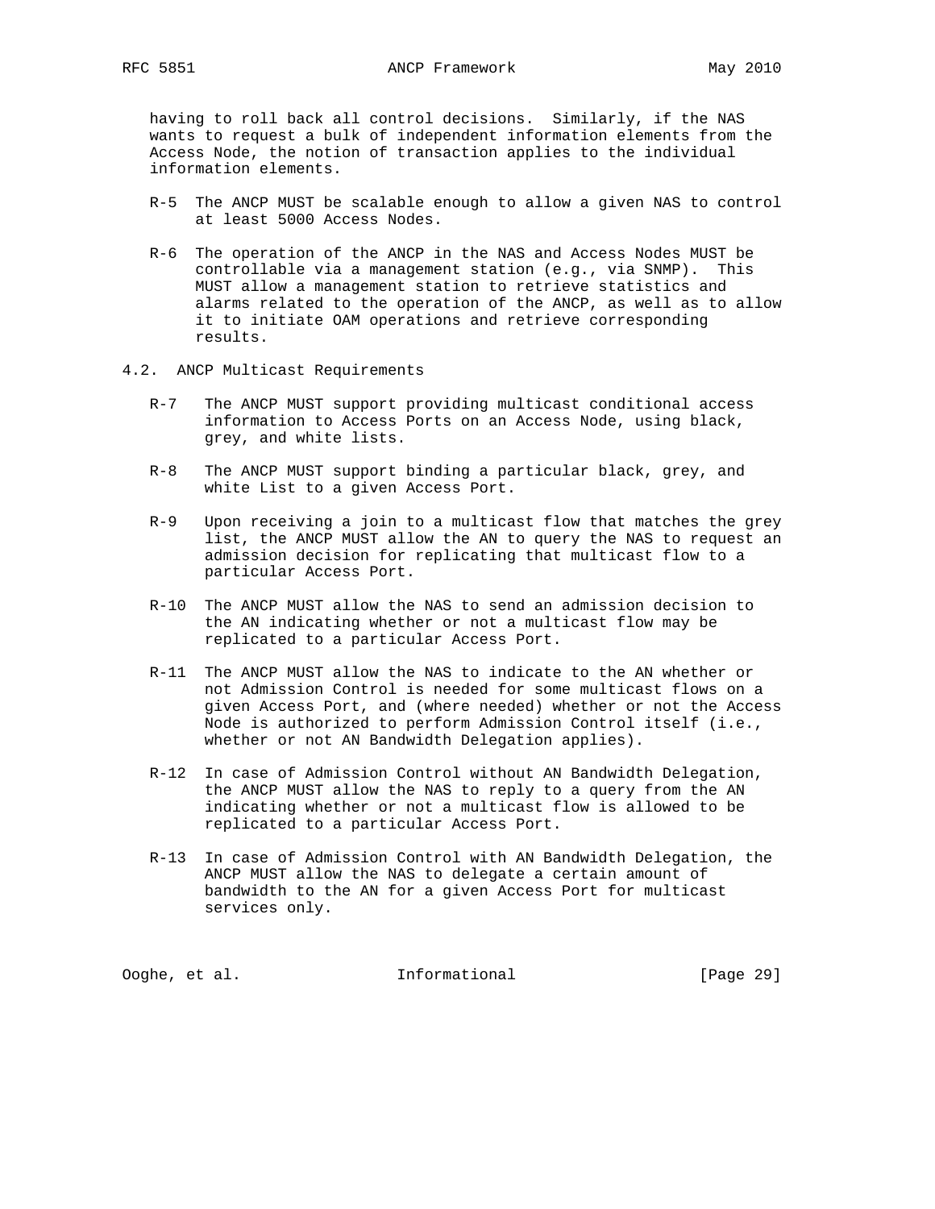having to roll back all control decisions. Similarly, if the NAS wants to request a bulk of independent information elements from the Access Node, the notion of transaction applies to the individual information elements.

R-5 The ANCP MUST be scalable enough to allow a given NAS to control at least 5000 Access Nodes.

R-6 The operation of the ANCP in the NAS and Access Nodes MUST be controllable via a management station (e.g., via SNMP). This MUST allow a management station to retrieve statistics and alarms related to the operation of the ANCP, as well as to allow it to initiate OAM operations and retrieve corresponding results.

### 4.2. ANCP Multicast Requirements

R-7 The ANCP MUST support providing multicast conditional access information to Access Ports on an Access Node, using black, grey, and white lists.

R-8 The ANCP MUST support binding a particular black, grey, and white List to a given Access Port.

R-9 Upon receiving a join to a multicast flow that matches the grey list, the ANCP MUST allow the AN to query the NAS to request an admission decision for replicating that multicast flow to a particular Access Port.

R-10 The ANCP MUST allow the NAS to send an admission decision to the AN indicating whether or not a multicast flow may be replicated to a particular Access Port.

R-11 The ANCP MUST allow the NAS to indicate to the AN whether or not Admission Control is needed for some multicast flows on a given Access Port, and (where needed) whether or not the Access Node is authorized to perform Admission Control itself (i.e., whether or not AN Bandwidth Delegation applies).

R-12 In case of Admission Control without AN Bandwidth Delegation, the ANCP MUST allow the NAS to reply to a query from the AN indicating whether or not a multicast flow is allowed to be replicated to a particular Access Port.

R-13 In case of Admission Control with AN Bandwidth Delegation, the ANCP MUST allow the NAS to delegate a certain amount of bandwidth to the AN for a given Access Port for multicast services only.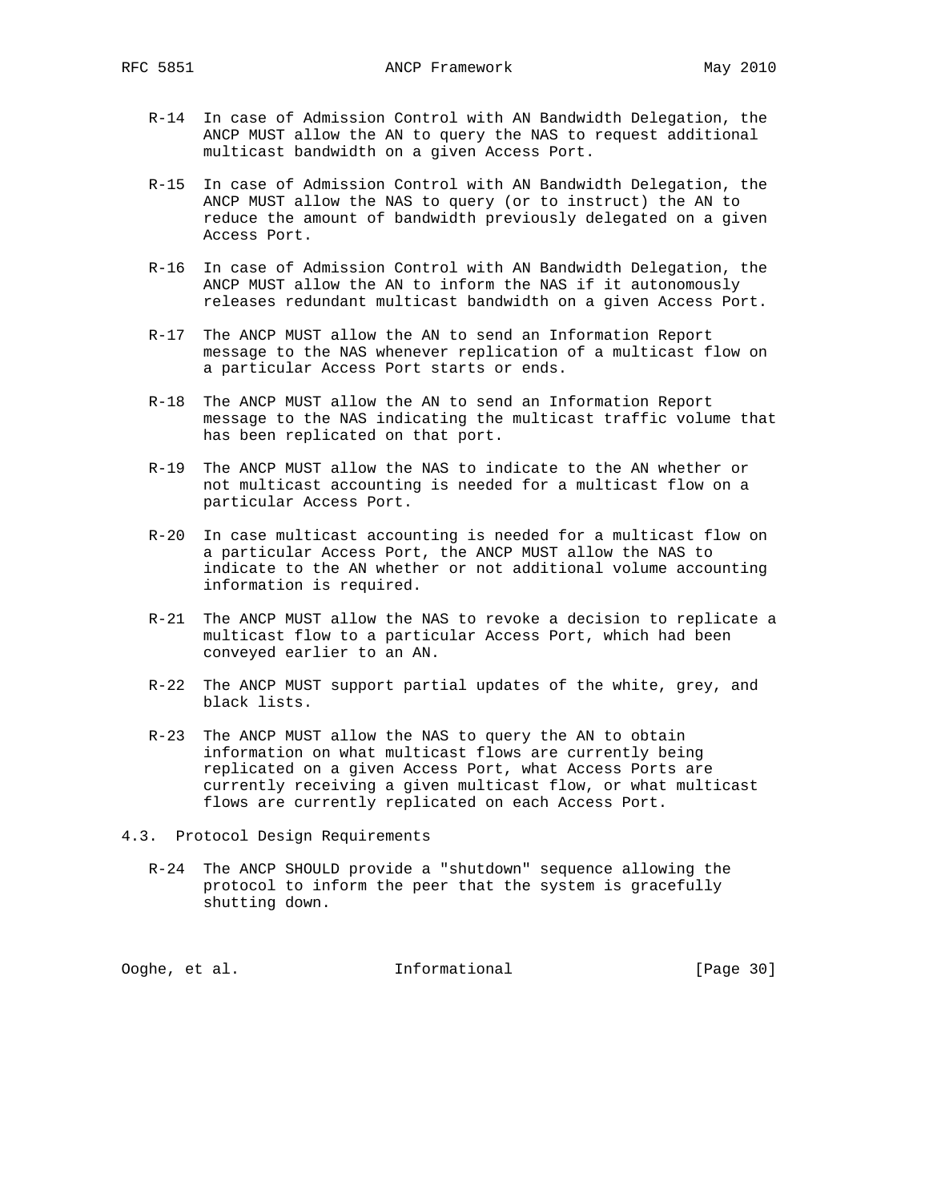R-14 In case of Admission Control with AN Bandwidth Delegation, the ANCP MUST allow the AN to query the NAS to request additional multicast bandwidth on a given Access Port.

R-15 In case of Admission Control with AN Bandwidth Delegation, the ANCP MUST allow the NAS to query (or to instruct) the AN to reduce the amount of bandwidth previously delegated on a given Access Port.

R-16 In case of Admission Control with AN Bandwidth Delegation, the ANCP MUST allow the AN to inform the NAS if it autonomously releases redundant multicast bandwidth on a given Access Port.

R-17 The ANCP MUST allow the AN to send an Information Report message to the NAS whenever replication of a multicast flow on a particular Access Port starts or ends.

R-18 The ANCP MUST allow the AN to send an Information Report message to the NAS indicating the multicast traffic volume that has been replicated on that port.

R-19 The ANCP MUST allow the NAS to indicate to the AN whether or not multicast accounting is needed for a multicast flow on a particular Access Port.

R-20 In case multicast accounting is needed for a multicast flow on a particular Access Port, the ANCP MUST allow the NAS to indicate to the AN whether or not additional volume accounting information is required.

R-21 The ANCP MUST allow the NAS to revoke a decision to replicate a multicast flow to a particular Access Port, which had been conveyed earlier to an AN.

R-22 The ANCP MUST support partial updates of the white, grey, and black lists.

R-23 The ANCP MUST allow the NAS to query the AN to obtain information on what multicast flows are currently being replicated on a given Access Port, what Access Ports are currently receiving a given multicast flow, or what multicast flows are currently replicated on each Access Port.

### 4.3. Protocol Design Requirements

R-24 The ANCP SHOULD provide a "shutdown" sequence allowing the protocol to inform the peer that the system is gracefully shutting down.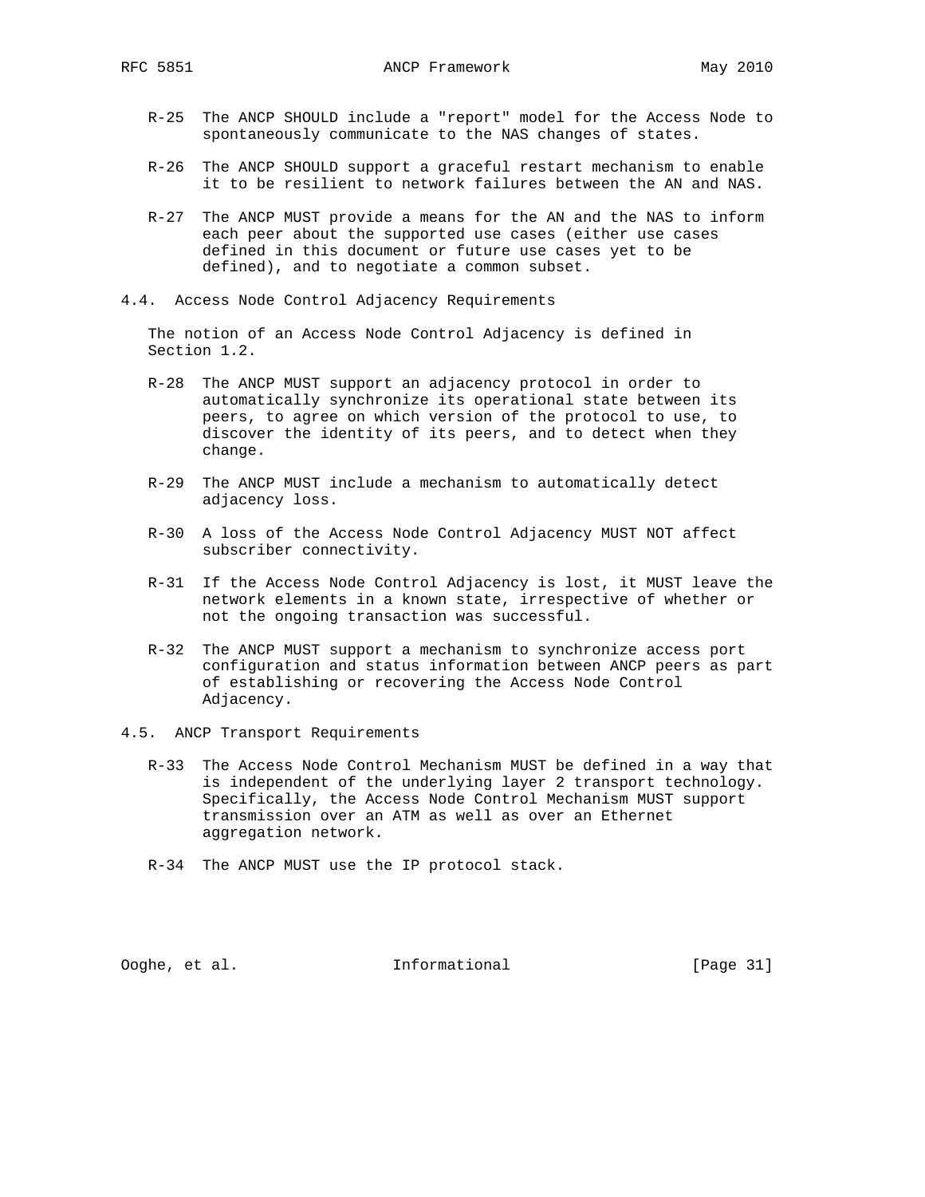R-25 The ANCP SHOULD include a "report" model for the Access Node to spontaneously communicate to the NAS changes of states.

R-26 The ANCP SHOULD support a graceful restart mechanism to enable it to be resilient to network failures between the AN and NAS.

R-27 The ANCP MUST provide a means for the AN and the NAS to inform each peer about the supported use cases (either use cases defined in this document or future use cases yet to be defined), and to negotiate a common subset.

### 4.4. Access Node Control Adjacency Requirements

The notion of an Access Node Control Adjacency is defined in Section 1.2.

R-28 The ANCP MUST support an adjacency protocol in order to automatically synchronize its operational state between its peers, to agree on which version of the protocol to use, to discover the identity of its peers, and to detect when they change.

R-29 The ANCP MUST include a mechanism to automatically detect adjacency loss.

R-30 A loss of the Access Node Control Adjacency MUST NOT affect subscriber connectivity.

R-31 If the Access Node Control Adjacency is lost, it MUST leave the network elements in a known state, irrespective of whether or not the ongoing transaction was successful.

R-32 The ANCP MUST support a mechanism to synchronize access port configuration and status information between ANCP peers as part of establishing or recovering the Access Node Control Adjacency.

### 4.5. ANCP Transport Requirements

R-33 The Access Node Control Mechanism MUST be defined in a way that is independent of the underlying layer 2 transport technology. Specifically, the Access Node Control Mechanism MUST support transmission over an ATM as well as over an Ethernet aggregation network.

R-34 The ANCP MUST use the IP protocol stack.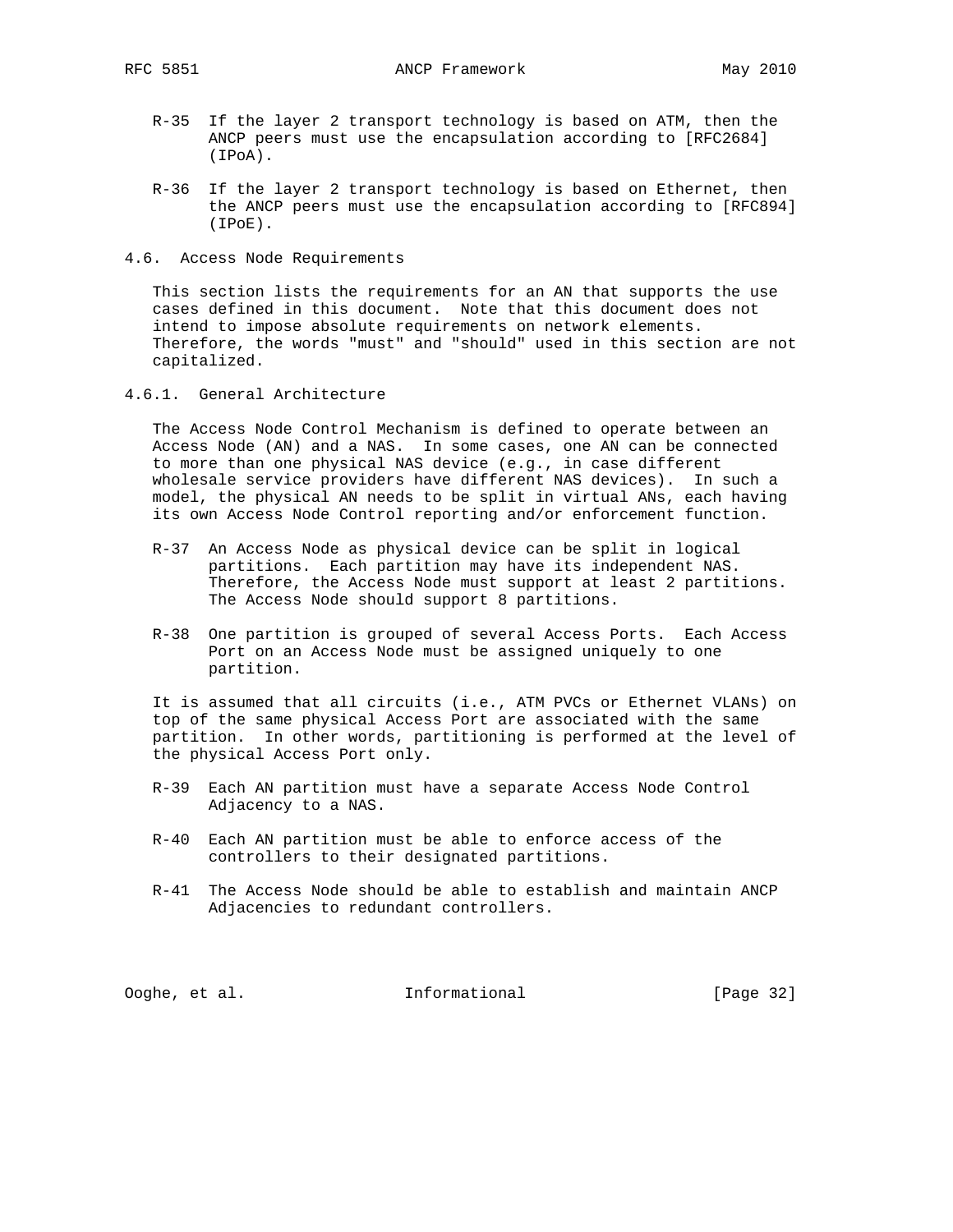R-35 If the layer 2 transport technology is based on ATM, then the ANCP peers must use the encapsulation according to [RFC2684] (IPoA).

R-36 If the layer 2 transport technology is based on Ethernet, then the ANCP peers must use the encapsulation according to [RFC894] (IPoE).

### 4.6. Access Node Requirements

This section lists the requirements for an AN that supports the use cases defined in this document. Note that this document does not intend to impose absolute requirements on network elements. Therefore, the words "must" and "should" used in this section are not capitalized.

#### 4.6.1. General Architecture

The Access Node Control Mechanism is defined to operate between an Access Node (AN) and a NAS. In some cases, one AN can be connected to more than one physical NAS device (e.g., in case different wholesale service providers have different NAS devices). In such a model, the physical AN needs to be split in virtual ANs, each having its own Access Node Control reporting and/or enforcement function.

R-37 An Access Node as physical device can be split in logical partitions. Each partition may have its independent NAS. Therefore, the Access Node must support at least 2 partitions. The Access Node should support 8 partitions.

R-38 One partition is grouped of several Access Ports. Each Access Port on an Access Node must be assigned uniquely to one partition.

It is assumed that all circuits (i.e., ATM PVCs or Ethernet VLANs) on top of the same physical Access Port are associated with the same partition. In other words, partitioning is performed at the level of the physical Access Port only.

R-39 Each AN partition must have a separate Access Node Control Adjacency to a NAS.

R-40 Each AN partition must be able to enforce access of the controllers to their designated partitions.

R-41 The Access Node should be able to establish and maintain ANCP Adjacencies to redundant controllers.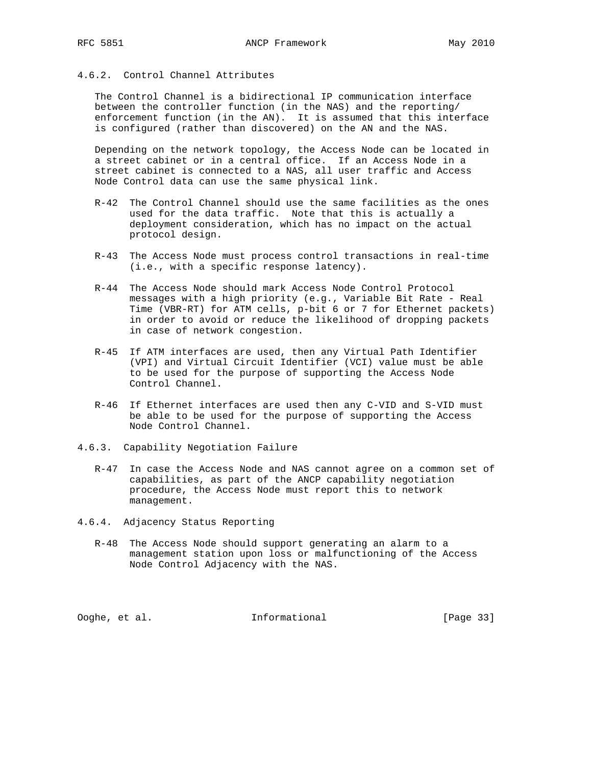#### 4.6.2. Control Channel Attributes

The Control Channel is a bidirectional IP communication interface between the controller function (in the NAS) and the reporting/enforcement function (in the AN). It is assumed that this interface is configured (rather than discovered) on the AN and the NAS.

Depending on the network topology, the Access Node can be located in a street cabinet or in a central office. If an Access Node in a street cabinet is connected to a NAS, all user traffic and Access Node Control data can use the same physical link.

R-42 The Control Channel should use the same facilities as the ones used for the data traffic. Note that this is actually a deployment consideration, which has no impact on the actual protocol design.

R-43 The Access Node must process control transactions in real-time (i.e., with a specific response latency).

R-44 The Access Node should mark Access Node Control Protocol messages with a high priority (e.g., Variable Bit Rate - Real Time (VBR-RT) for ATM cells, p-bit 6 or 7 for Ethernet packets) in order to avoid or reduce the likelihood of dropping packets in case of network congestion.

R-45 If ATM interfaces are used, then any Virtual Path Identifier (VPI) and Virtual Circuit Identifier (VCI) value must be able to be used for the purpose of supporting the Access Node Control Channel.

R-46 If Ethernet interfaces are used then any C-VID and S-VID must be able to be used for the purpose of supporting the Access Node Control Channel.

#### 4.6.3. Capability Negotiation Failure

R-47 In case the Access Node and NAS cannot agree on a common set of capabilities, as part of the ANCP capability negotiation procedure, the Access Node must report this to network management.

#### 4.6.4. Adjacency Status Reporting

R-48 The Access Node should support generating an alarm to a management station upon loss or malfunctioning of the Access Node Control Adjacency with the NAS.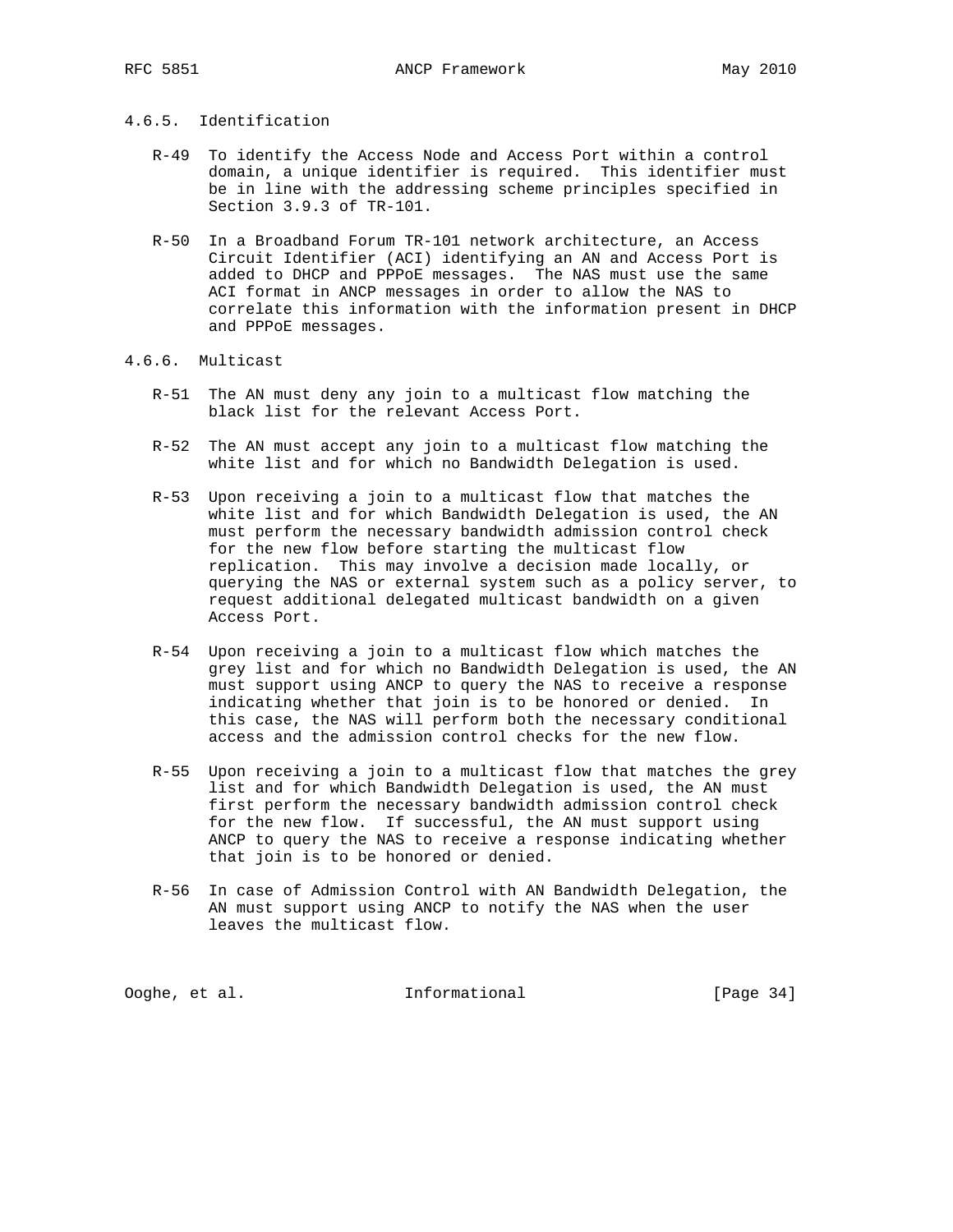#### 4.6.5. Identification

R-49 To identify the Access Node and Access Port within a control domain, a unique identifier is required. This identifier must be in line with the addressing scheme principles specified in Section 3.9.3 of TR-101.

R-50 In a Broadband Forum TR-101 network architecture, an Access Circuit Identifier (ACI) identifying an AN and Access Port is added to DHCP and PPPoE messages. The NAS must use the same ACI format in ANCP messages in order to allow the NAS to correlate this information with the information present in DHCP and PPPoE messages.

#### 4.6.6. Multicast

R-51 The AN must deny any join to a multicast flow matching the black list for the relevant Access Port.

R-52 The AN must accept any join to a multicast flow matching the white list and for which no Bandwidth Delegation is used.

R-53 Upon receiving a join to a multicast flow that matches the white list and for which Bandwidth Delegation is used, the AN must perform the necessary bandwidth admission control check for the new flow before starting the multicast flow replication. This may involve a decision made locally, or querying the NAS or external system such as a policy server, to request additional delegated multicast bandwidth on a given Access Port.

R-54 Upon receiving a join to a multicast flow which matches the grey list and for which no Bandwidth Delegation is used, the AN must support using ANCP to query the NAS to receive a response indicating whether that join is to be honored or denied. In this case, the NAS will perform both the necessary conditional access and the admission control checks for the new flow.

R-55 Upon receiving a join to a multicast flow that matches the grey list and for which Bandwidth Delegation is used, the AN must first perform the necessary bandwidth admission control check for the new flow. If successful, the AN must support using ANCP to query the NAS to receive a response indicating whether that join is to be honored or denied.

R-56 In case of Admission Control with AN Bandwidth Delegation, the AN must support using ANCP to notify the NAS when the user leaves the multicast flow.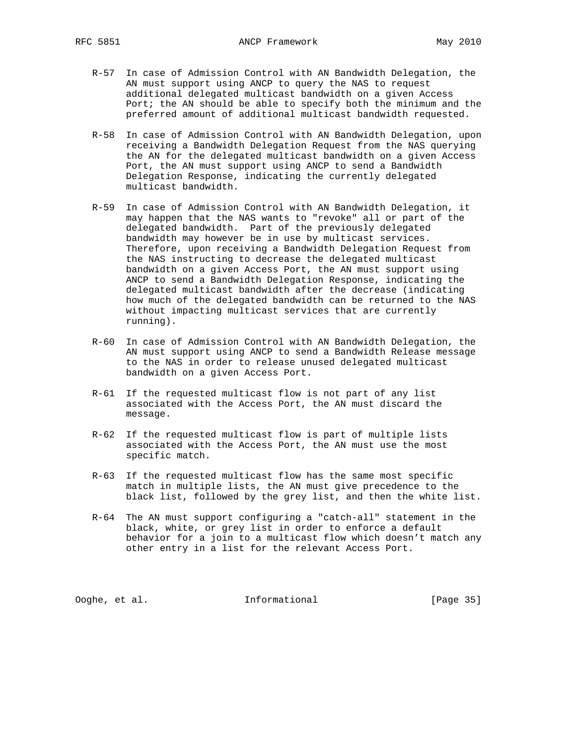R-57 In case of Admission Control with AN Bandwidth Delegation, the AN must support using ANCP to query the NAS to request additional delegated multicast bandwidth on a given Access Port; the AN should be able to specify both the minimum and the preferred amount of additional multicast bandwidth requested.

R-58 In case of Admission Control with AN Bandwidth Delegation, upon receiving a Bandwidth Delegation Request from the NAS querying the AN for the delegated multicast bandwidth on a given Access Port, the AN must support using ANCP to send a Bandwidth Delegation Response, indicating the currently delegated multicast bandwidth.

R-59 In case of Admission Control with AN Bandwidth Delegation, it may happen that the NAS wants to "revoke" all or part of the delegated bandwidth. Part of the previously delegated bandwidth may however be in use by multicast services. Therefore, upon receiving a Bandwidth Delegation Request from the NAS instructing to decrease the delegated multicast bandwidth on a given Access Port, the AN must support using ANCP to send a Bandwidth Delegation Response, indicating the delegated multicast bandwidth after the decrease (indicating how much of the delegated bandwidth can be returned to the NAS without impacting multicast services that are currently running).

R-60 In case of Admission Control with AN Bandwidth Delegation, the AN must support using ANCP to send a Bandwidth Release message to the NAS in order to release unused delegated multicast bandwidth on a given Access Port.

R-61 If the requested multicast flow is not part of any list associated with the Access Port, the AN must discard the message.

R-62 If the requested multicast flow is part of multiple lists associated with the Access Port, the AN must use the most specific match.

R-63 If the requested multicast flow has the same most specific match in multiple lists, the AN must give precedence to the black list, followed by the grey list, and then the white list.

R-64 The AN must support configuring a "catch-all" statement in the black, white, or grey list in order to enforce a default behavior for a join to a multicast flow which doesn't match any other entry in a list for the relevant Access Port.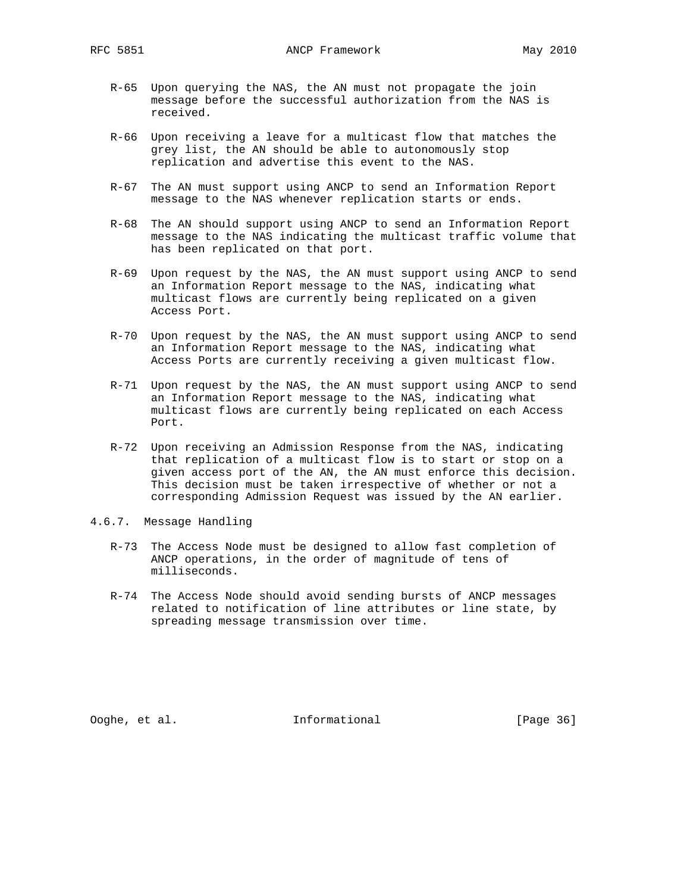R-65 Upon querying the NAS, the AN must not propagate the join message before the successful authorization from the NAS is received.

R-66 Upon receiving a leave for a multicast flow that matches the grey list, the AN should be able to autonomously stop replication and advertise this event to the NAS.

R-67 The AN must support using ANCP to send an Information Report message to the NAS whenever replication starts or ends.

R-68 The AN should support using ANCP to send an Information Report message to the NAS indicating the multicast traffic volume that has been replicated on that port.

R-69 Upon request by the NAS, the AN must support using ANCP to send an Information Report message to the NAS, indicating what multicast flows are currently being replicated on a given Access Port.

R-70 Upon request by the NAS, the AN must support using ANCP to send an Information Report message to the NAS, indicating what Access Ports are currently receiving a given multicast flow.

R-71 Upon request by the NAS, the AN must support using ANCP to send an Information Report message to the NAS, indicating what multicast flows are currently being replicated on each Access Port.

R-72 Upon receiving an Admission Response from the NAS, indicating that replication of a multicast flow is to start or stop on a given access port of the AN, the AN must enforce this decision. This decision must be taken irrespective of whether or not a corresponding Admission Request was issued by the AN earlier.

#### 4.6.7. Message Handling

R-73 The Access Node must be designed to allow fast completion of ANCP operations, in the order of magnitude of tens of milliseconds.

R-74 The Access Node should avoid sending bursts of ANCP messages related to notification of line attributes or line state, by spreading message transmission over time.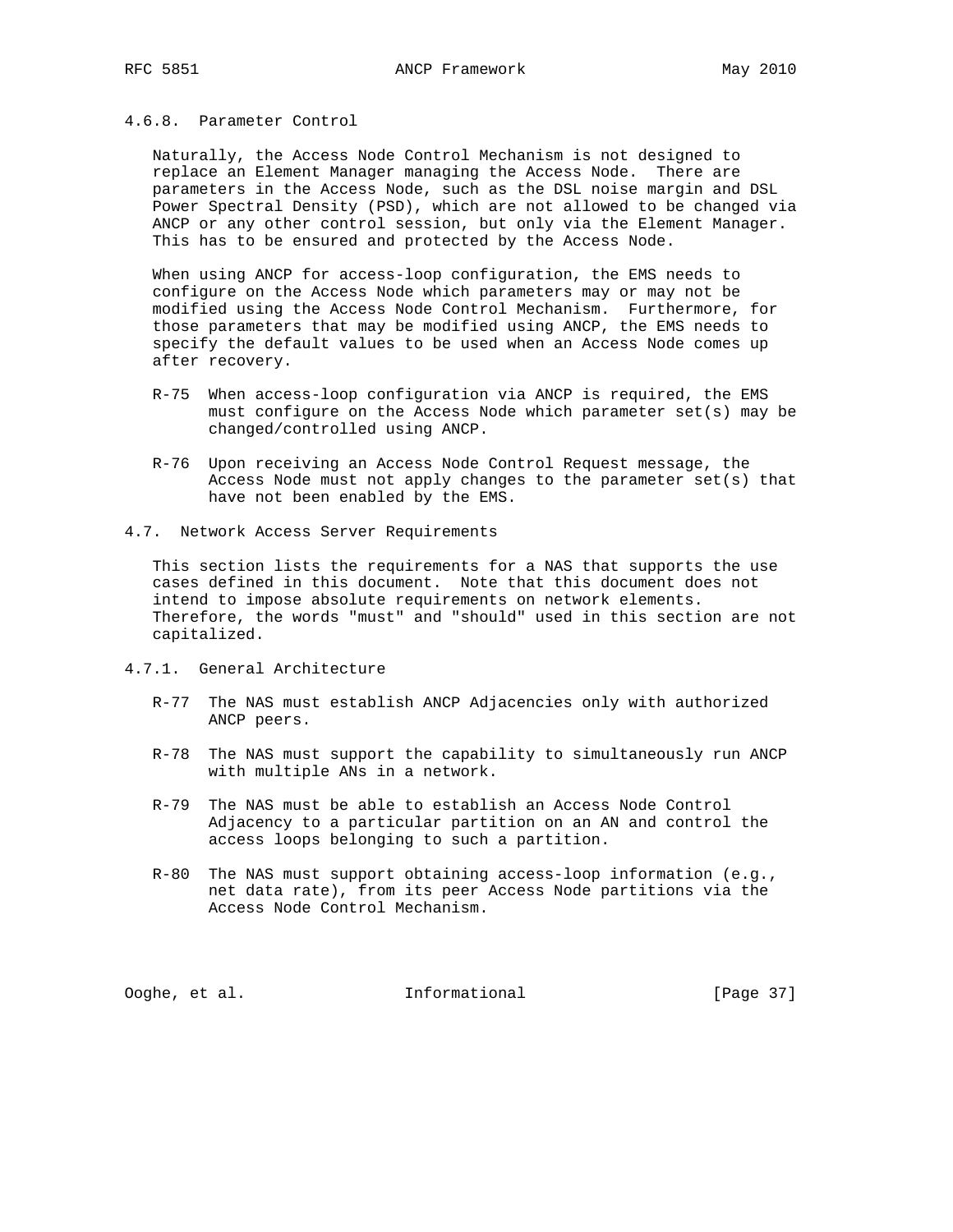#### 4.6.8. Parameter Control

Naturally, the Access Node Control Mechanism is not designed to replace an Element Manager managing the Access Node. There are parameters in the Access Node, such as the DSL noise margin and DSL Power Spectral Density (PSD), which are not allowed to be changed via ANCP or any other control session, but only via the Element Manager. This has to be ensured and protected by the Access Node.

When using ANCP for access-loop configuration, the EMS needs to configure on the Access Node which parameters may or may not be modified using the Access Node Control Mechanism. Furthermore, for those parameters that may be modified using ANCP, the EMS needs to specify the default values to be used when an Access Node comes up after recovery.

- R-75 When access-loop configuration via ANCP is required, the EMS must configure on the Access Node which parameter set(s) may be changed/controlled using ANCP.

- R-76 Upon receiving an Access Node Control Request message, the Access Node must not apply changes to the parameter set(s) that have not been enabled by the EMS.

### 4.7. Network Access Server Requirements

This section lists the requirements for a NAS that supports the use cases defined in this document. Note that this document does not intend to impose absolute requirements on network elements. Therefore, the words "must" and "should" used in this section are not capitalized.

#### 4.7.1. General Architecture

- R-77 The NAS must establish ANCP Adjacencies only with authorized ANCP peers.

- R-78 The NAS must support the capability to simultaneously run ANCP with multiple ANs in a network.

- R-79 The NAS must be able to establish an Access Node Control Adjacency to a particular partition on an AN and control the access loops belonging to such a partition.

- R-80 The NAS must support obtaining access-loop information (e.g., net data rate), from its peer Access Node partitions via the Access Node Control Mechanism.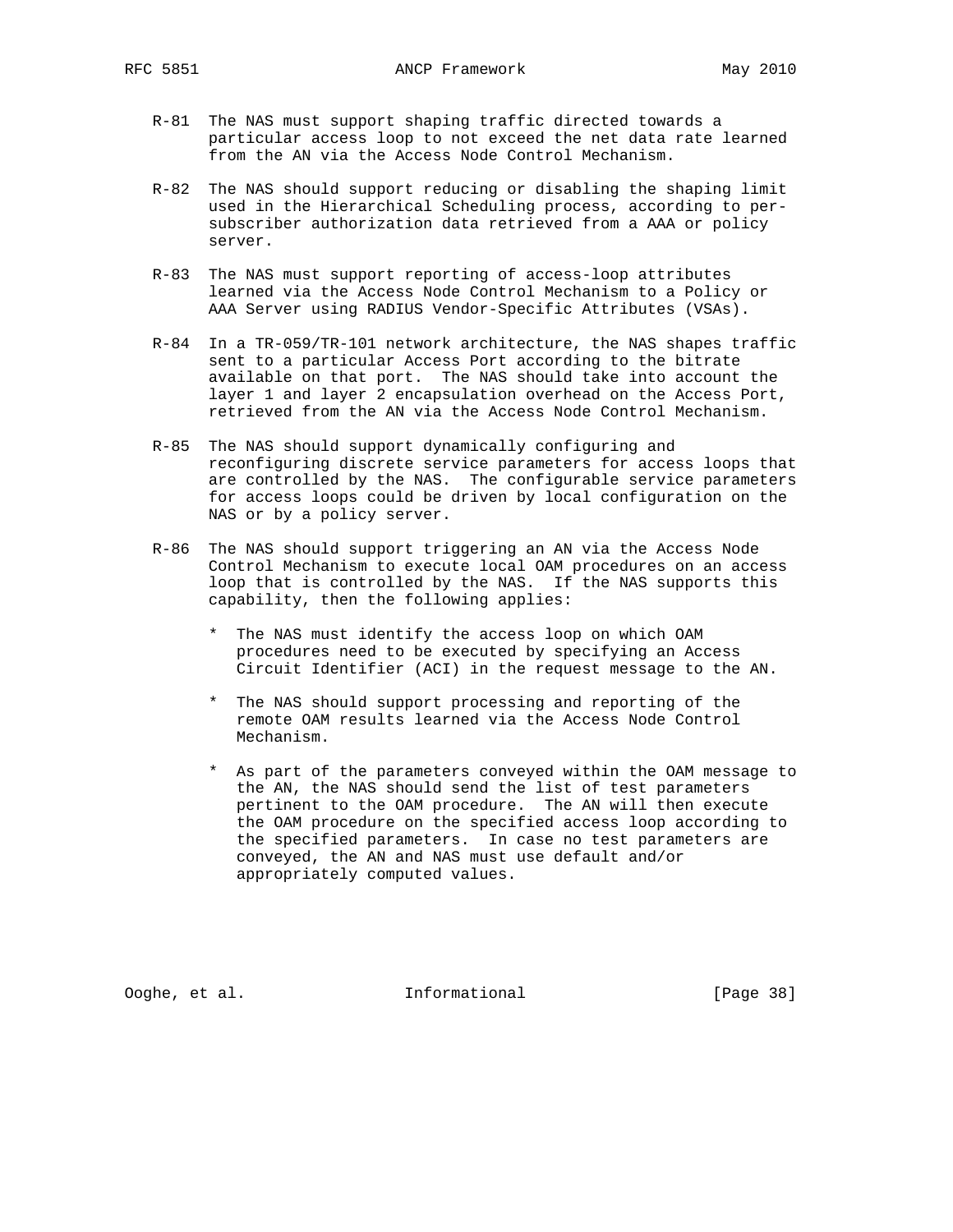R-81 The NAS must support shaping traffic directed towards a particular access loop to not exceed the net data rate learned from the AN via the Access Node Control Mechanism.

R-82 The NAS should support reducing or disabling the shaping limit used in the Hierarchical Scheduling process, according to per-subscriber authorization data retrieved from a AAA or policy server.

R-83 The NAS must support reporting of access-loop attributes learned via the Access Node Control Mechanism to a Policy or AAA Server using RADIUS Vendor-Specific Attributes (VSAs).

R-84 In a TR-059/TR-101 network architecture, the NAS shapes traffic sent to a particular Access Port according to the bitrate available on that port. The NAS should take into account the layer 1 and layer 2 encapsulation overhead on the Access Port, retrieved from the AN via the Access Node Control Mechanism.

R-85 The NAS should support dynamically configuring and reconfiguring discrete service parameters for access loops that are controlled by the NAS. The configurable service parameters for access loops could be driven by local configuration on the NAS or by a policy server.

R-86 The NAS should support triggering an AN via the Access Node Control Mechanism to execute local OAM procedures on an access loop that is controlled by the NAS. If the NAS supports this capability, then the following applies:

- The NAS must identify the access loop on which OAM procedures need to be executed by specifying an Access Circuit Identifier (ACI) in the request message to the AN.

- The NAS should support processing and reporting of the remote OAM results learned via the Access Node Control Mechanism.

- As part of the parameters conveyed within the OAM message to the AN, the NAS should send the list of test parameters pertinent to the OAM procedure. The AN will then execute the OAM procedure on the specified access loop according to the specified parameters. In case no test parameters are conveyed, the AN and NAS must use default and/or appropriately computed values.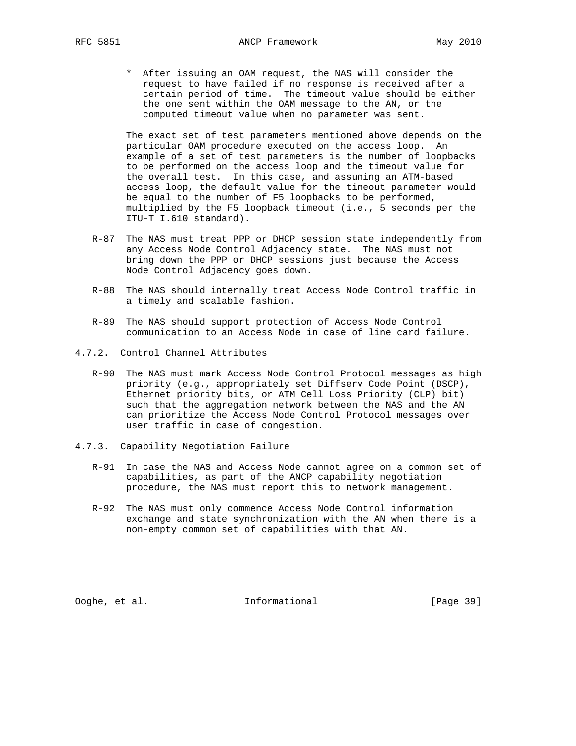* After issuing an OAM request, the NAS will consider the request to have failed if no response is received after a certain period of time. The timeout value should be either the one sent within the OAM message to the AN, or the computed timeout value when no parameter was sent.

The exact set of test parameters mentioned above depends on the particular OAM procedure executed on the access loop. An example of a set of test parameters is the number of loopbacks to be performed on the access loop and the timeout value for the overall test. In this case, and assuming an ATM-based access loop, the default value for the timeout parameter would be equal to the number of F5 loopbacks to be performed, multiplied by the F5 loopback timeout (i.e., 5 seconds per the ITU-T I.610 standard).

R-87 The NAS must treat PPP or DHCP session state independently from any Access Node Control Adjacency state. The NAS must not bring down the PPP or DHCP sessions just because the Access Node Control Adjacency goes down.

R-88 The NAS should internally treat Access Node Control traffic in a timely and scalable fashion.

R-89 The NAS should support protection of Access Node Control communication to an Access Node in case of line card failure.

### 4.7.2. Control Channel Attributes

R-90 The NAS must mark Access Node Control Protocol messages as high priority (e.g., appropriately set Diffserv Code Point (DSCP), Ethernet priority bits, or ATM Cell Loss Priority (CLP) bit) such that the aggregation network between the NAS and the AN can prioritize the Access Node Control Protocol messages over user traffic in case of congestion.

### 4.7.3. Capability Negotiation Failure

R-91 In case the NAS and Access Node cannot agree on a common set of capabilities, as part of the ANCP capability negotiation procedure, the NAS must report this to network management.

R-92 The NAS must only commence Access Node Control information exchange and state synchronization with the AN when there is a non-empty common set of capabilities with that AN.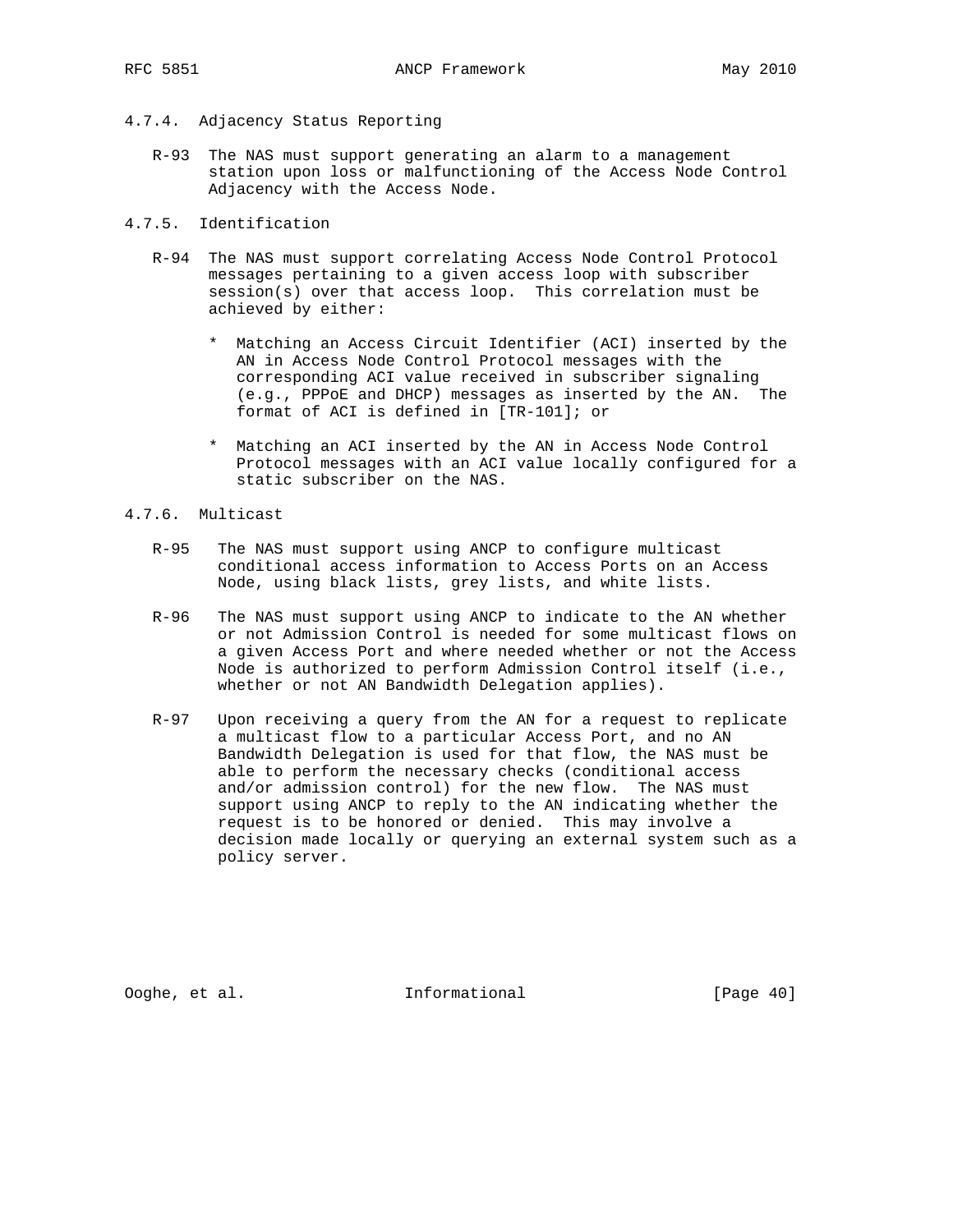#### 4.7.4. Adjacency Status Reporting

R-93 The NAS must support generating an alarm to a management station upon loss or malfunctioning of the Access Node Control Adjacency with the Access Node.

#### 4.7.5. Identification

R-94 The NAS must support correlating Access Node Control Protocol messages pertaining to a given access loop with subscriber session(s) over that access loop. This correlation must be achieved by either:

- Matching an Access Circuit Identifier (ACI) inserted by the AN in Access Node Control Protocol messages with the corresponding ACI value received in subscriber signaling (e.g., PPPoE and DHCP) messages as inserted by the AN. The format of ACI is defined in [TR-101]; or

- Matching an ACI inserted by the AN in Access Node Control Protocol messages with an ACI value locally configured for a static subscriber on the NAS.

#### 4.7.6. Multicast

R-95 The NAS must support using ANCP to configure multicast conditional access information to Access Ports on an Access Node, using black lists, grey lists, and white lists.

R-96 The NAS must support using ANCP to indicate to the AN whether or not Admission Control is needed for some multicast flows on a given Access Port and where needed whether or not the Access Node is authorized to perform Admission Control itself (i.e., whether or not AN Bandwidth Delegation applies).

R-97 Upon receiving a query from the AN for a request to replicate a multicast flow to a particular Access Port, and no AN Bandwidth Delegation is used for that flow, the NAS must be able to perform the necessary checks (conditional access and/or admission control) for the new flow. The NAS must support using ANCP to reply to the AN indicating whether the request is to be honored or denied. This may involve a decision made locally or querying an external system such as a policy server.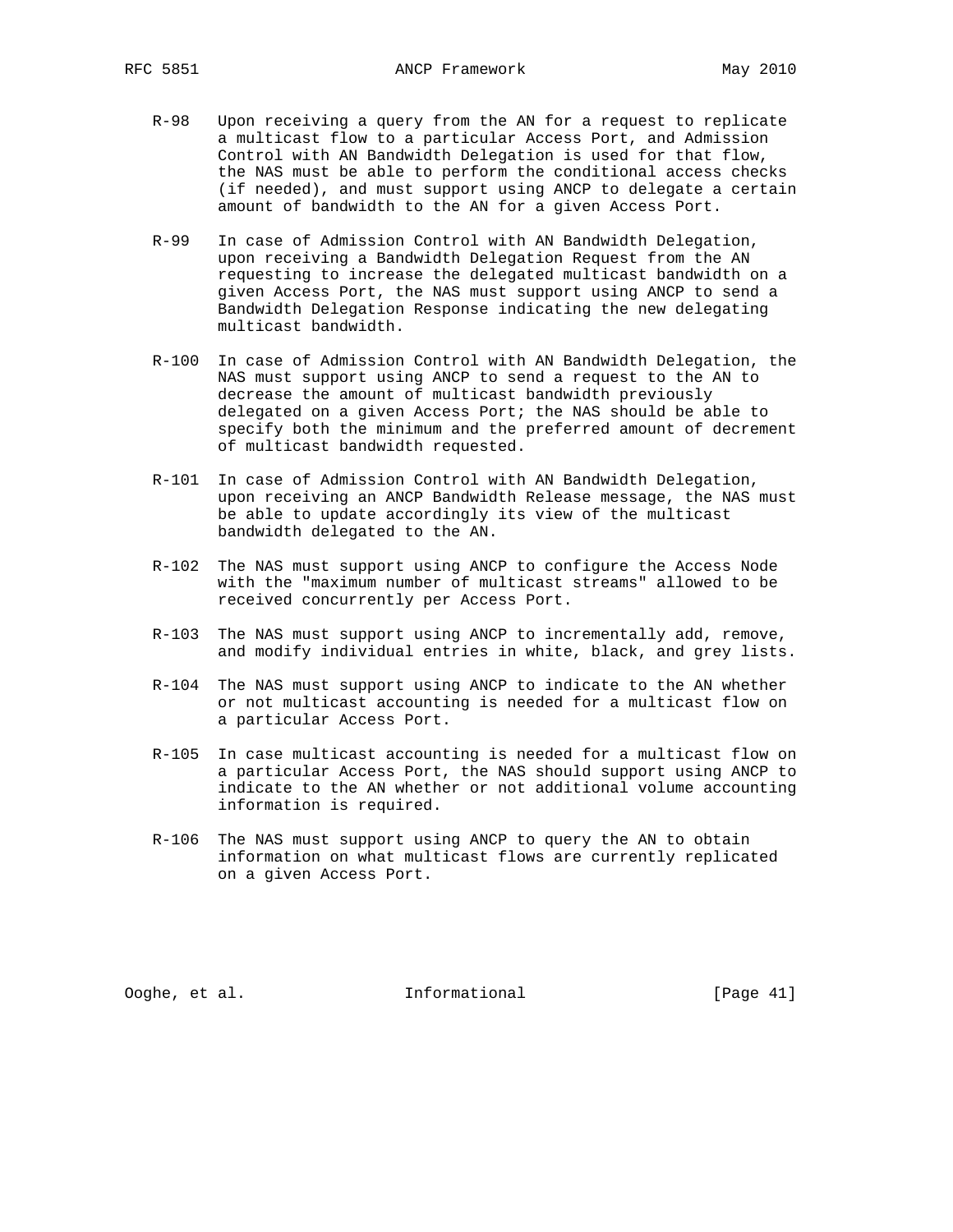R-98 Upon receiving a query from the AN for a request to replicate a multicast flow to a particular Access Port, and Admission Control with AN Bandwidth Delegation is used for that flow, the NAS must be able to perform the conditional access checks (if needed), and must support using ANCP to delegate a certain amount of bandwidth to the AN for a given Access Port.

R-99 In case of Admission Control with AN Bandwidth Delegation, upon receiving a Bandwidth Delegation Request from the AN requesting to increase the delegated multicast bandwidth on a given Access Port, the NAS must support using ANCP to send a Bandwidth Delegation Response indicating the new delegating multicast bandwidth.

R-100 In case of Admission Control with AN Bandwidth Delegation, the NAS must support using ANCP to send a request to the AN to decrease the amount of multicast bandwidth previously delegated on a given Access Port; the NAS should be able to specify both the minimum and the preferred amount of decrement of multicast bandwidth requested.

R-101 In case of Admission Control with AN Bandwidth Delegation, upon receiving an ANCP Bandwidth Release message, the NAS must be able to update accordingly its view of the multicast bandwidth delegated to the AN.

R-102 The NAS must support using ANCP to configure the Access Node with the "maximum number of multicast streams" allowed to be received concurrently per Access Port.

R-103 The NAS must support using ANCP to incrementally add, remove, and modify individual entries in white, black, and grey lists.

R-104 The NAS must support using ANCP to indicate to the AN whether or not multicast accounting is needed for a multicast flow on a particular Access Port.

R-105 In case multicast accounting is needed for a multicast flow on a particular Access Port, the NAS should support using ANCP to indicate to the AN whether or not additional volume accounting information is required.

R-106 The NAS must support using ANCP to query the AN to obtain information on what multicast flows are currently replicated on a given Access Port.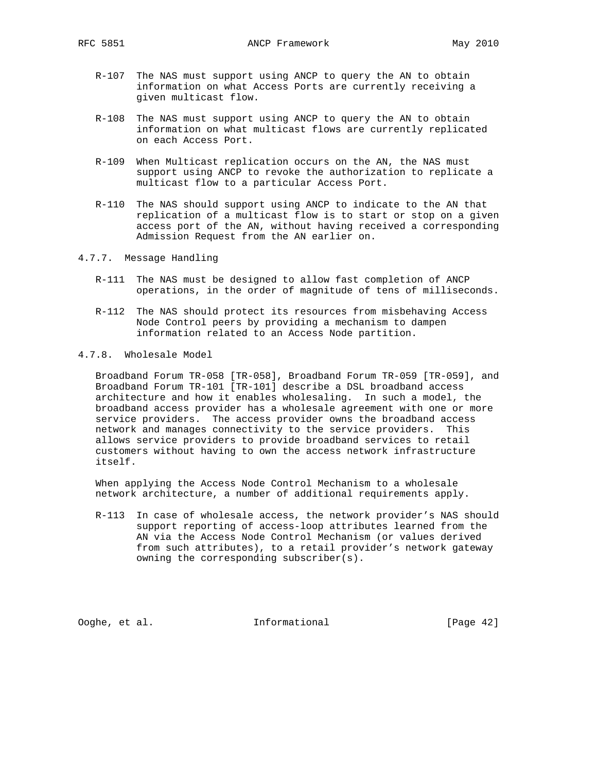R-107 The NAS must support using ANCP to query the AN to obtain information on what Access Ports are currently receiving a given multicast flow.

R-108 The NAS must support using ANCP to query the AN to obtain information on what multicast flows are currently replicated on each Access Port.

R-109 When Multicast replication occurs on the AN, the NAS must support using ANCP to revoke the authorization to replicate a multicast flow to a particular Access Port.

R-110 The NAS should support using ANCP to indicate to the AN that replication of a multicast flow is to start or stop on a given access port of the AN, without having received a corresponding Admission Request from the AN earlier on.

#### 4.7.7. Message Handling

R-111 The NAS must be designed to allow fast completion of ANCP operations, in the order of magnitude of tens of milliseconds.

R-112 The NAS should protect its resources from misbehaving Access Node Control peers by providing a mechanism to dampen information related to an Access Node partition.

#### 4.7.8. Wholesale Model

Broadband Forum TR-058 [TR-058], Broadband Forum TR-059 [TR-059], and Broadband Forum TR-101 [TR-101] describe a DSL broadband access architecture and how it enables wholesaling. In such a model, the broadband access provider has a wholesale agreement with one or more service providers. The access provider owns the broadband access network and manages connectivity to the service providers. This allows service providers to provide broadband services to retail customers without having to own the access network infrastructure itself.

When applying the Access Node Control Mechanism to a wholesale network architecture, a number of additional requirements apply.

R-113 In case of wholesale access, the network provider's NAS should support reporting of access-loop attributes learned from the AN via the Access Node Control Mechanism (or values derived from such attributes), to a retail provider's network gateway owning the corresponding subscriber(s).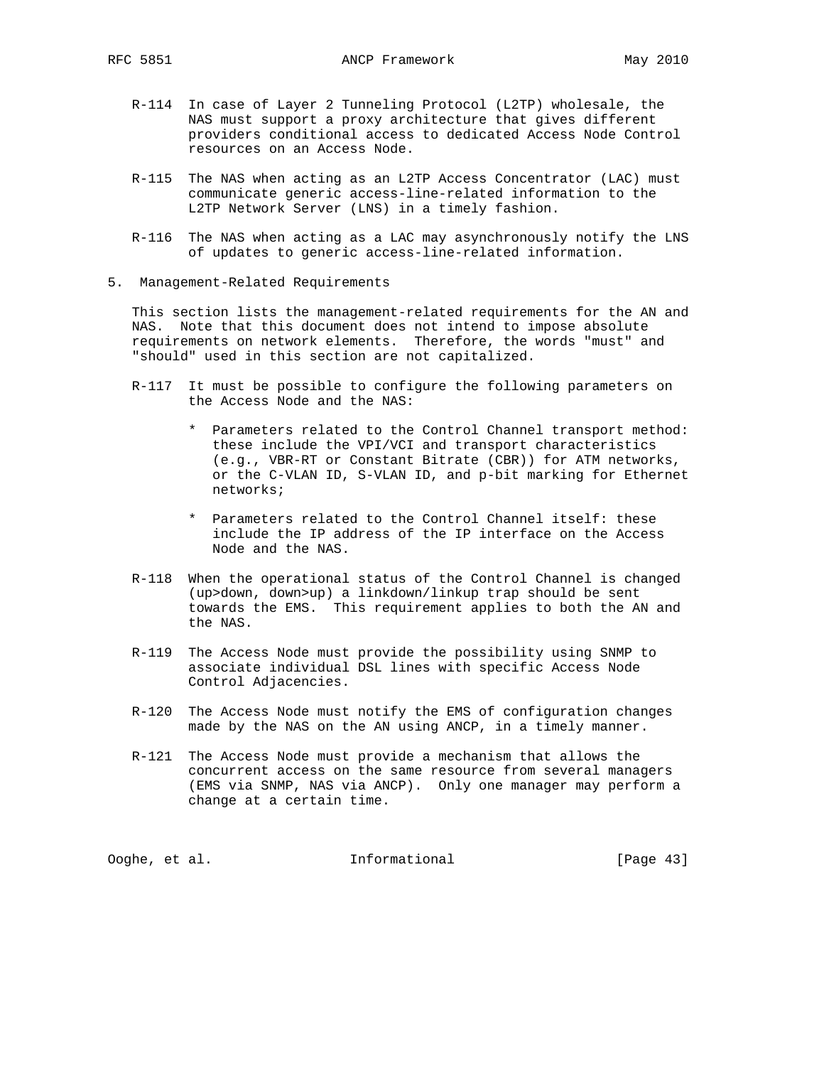R-114 In case of Layer 2 Tunneling Protocol (L2TP) wholesale, the NAS must support a proxy architecture that gives different providers conditional access to dedicated Access Node Control resources on an Access Node.

R-115 The NAS when acting as an L2TP Access Concentrator (LAC) must communicate generic access-line-related information to the L2TP Network Server (LNS) in a timely fashion.

R-116 The NAS when acting as a LAC may asynchronously notify the LNS of updates to generic access-line-related information.

## 5. Management-Related Requirements

This section lists the management-related requirements for the AN and NAS. Note that this document does not intend to impose absolute requirements on network elements. Therefore, the words "must" and "should" used in this section are not capitalized.

R-117 It must be possible to configure the following parameters on the Access Node and the NAS:

- Parameters related to the Control Channel transport method: these include the VPI/VCI and transport characteristics (e.g., VBR-RT or Constant Bitrate (CBR)) for ATM networks, or the C-VLAN ID, S-VLAN ID, and p-bit marking for Ethernet networks;

- Parameters related to the Control Channel itself: these include the IP address of the IP interface on the Access Node and the NAS.

R-118 When the operational status of the Control Channel is changed (up>down, down>up) a linkdown/linkup trap should be sent towards the EMS. This requirement applies to both the AN and the NAS.

R-119 The Access Node must provide the possibility using SNMP to associate individual DSL lines with specific Access Node Control Adjacencies.

R-120 The Access Node must notify the EMS of configuration changes made by the NAS on the AN using ANCP, in a timely manner.

R-121 The Access Node must provide a mechanism that allows the concurrent access on the same resource from several managers (EMS via SNMP, NAS via ANCP). Only one manager may perform a change at a certain time.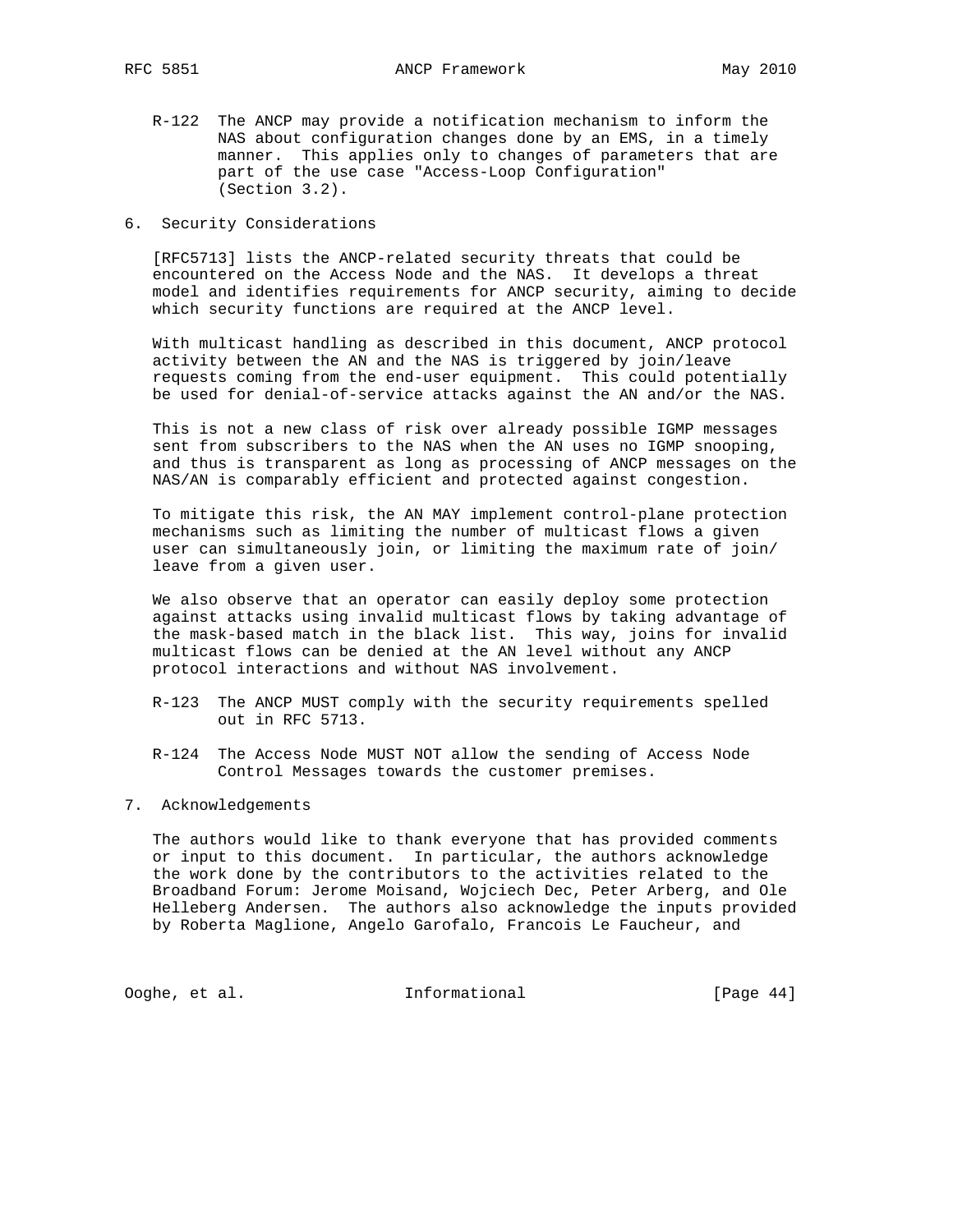R-122 The ANCP may provide a notification mechanism to inform the NAS about configuration changes done by an EMS, in a timely manner. This applies only to changes of parameters that are part of the use case "Access-Loop Configuration" (Section 3.2).

## 6. Security Considerations

[RFC5713] lists the ANCP-related security threats that could be encountered on the Access Node and the NAS. It develops a threat model and identifies requirements for ANCP security, aiming to decide which security functions are required at the ANCP level.

With multicast handling as described in this document, ANCP protocol activity between the AN and the NAS is triggered by join/leave requests coming from the end-user equipment. This could potentially be used for denial-of-service attacks against the AN and/or the NAS.

This is not a new class of risk over already possible IGMP messages sent from subscribers to the NAS when the AN uses no IGMP snooping, and thus is transparent as long as processing of ANCP messages on the NAS/AN is comparably efficient and protected against congestion.

To mitigate this risk, the AN MAY implement control-plane protection mechanisms such as limiting the number of multicast flows a given user can simultaneously join, or limiting the maximum rate of join/leave from a given user.

We also observe that an operator can easily deploy some protection against attacks using invalid multicast flows by taking advantage of the mask-based match in the black list. This way, joins for invalid multicast flows can be denied at the AN level without any ANCP protocol interactions and without NAS involvement.

R-123 The ANCP MUST comply with the security requirements spelled out in RFC 5713.

R-124 The Access Node MUST NOT allow the sending of Access Node Control Messages towards the customer premises.

## 7. Acknowledgements

The authors would like to thank everyone that has provided comments or input to this document. In particular, the authors acknowledge the work done by the contributors to the activities related to the Broadband Forum: Jerome Moisand, Wojciech Dec, Peter Arberg, and Ole Helleberg Andersen. The authors also acknowledge the inputs provided by Roberta Maglione, Angelo Garofalo, Francois Le Faucheur, and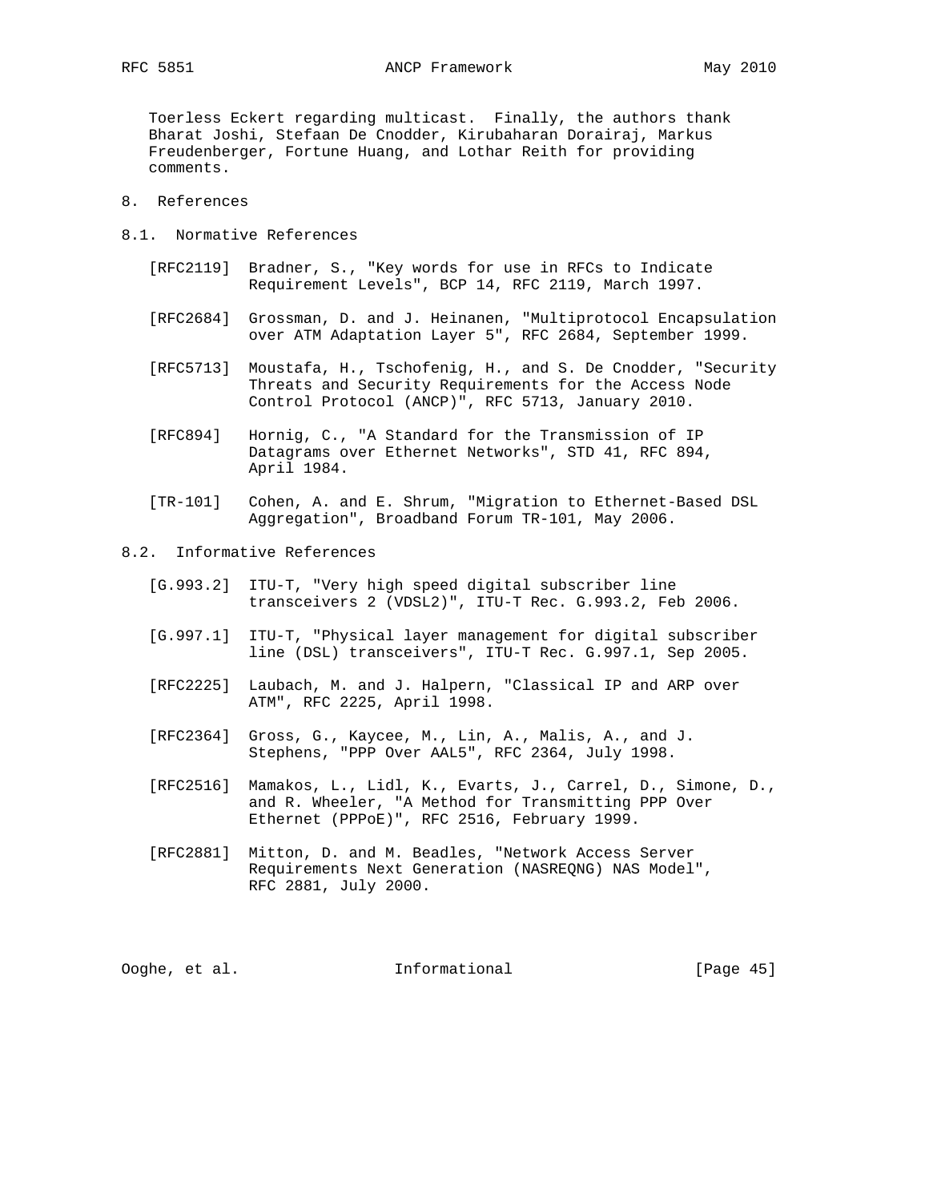Toerless Eckert regarding multicast. Finally, the authors thank Bharat Joshi, Stefaan De Cnodder, Kirubaharan Dorairaj, Markus Freudenberger, Fortune Huang, and Lothar Reith for providing comments.

# 8. References

## 8.1. Normative References

[RFC2119] Bradner, S., "Key words for use in RFCs to Indicate Requirement Levels", BCP 14, RFC 2119, March 1997.

[RFC2684] Grossman, D. and J. Heinanen, "Multiprotocol Encapsulation over ATM Adaptation Layer 5", RFC 2684, September 1999.

[RFC5713] Moustafa, H., Tschofenig, H., and S. De Cnodder, "Security Threats and Security Requirements for the Access Node Control Protocol (ANCP)", RFC 5713, January 2010.

[RFC894] Hornig, C., "A Standard for the Transmission of IP Datagrams over Ethernet Networks", STD 41, RFC 894, April 1984.

[TR-101] Cohen, A. and E. Shrum, "Migration to Ethernet-Based DSL Aggregation", Broadband Forum TR-101, May 2006.

## 8.2. Informative References

[G.993.2] ITU-T, "Very high speed digital subscriber line transceivers 2 (VDSL2)", ITU-T Rec. G.993.2, Feb 2006.

[G.997.1] ITU-T, "Physical layer management for digital subscriber line (DSL) transceivers", ITU-T Rec. G.997.1, Sep 2005.

[RFC2225] Laubach, M. and J. Halpern, "Classical IP and ARP over ATM", RFC 2225, April 1998.

[RFC2364] Gross, G., Kaycee, M., Lin, A., Malis, A., and J. Stephens, "PPP Over AAL5", RFC 2364, July 1998.

[RFC2516] Mamakos, L., Lidl, K., Evarts, J., Carrel, D., Simone, D., and R. Wheeler, "A Method for Transmitting PPP Over Ethernet (PPPoE)", RFC 2516, February 1999.

[RFC2881] Mitton, D. and M. Beadles, "Network Access Server Requirements Next Generation (NASREQNG) NAS Model", RFC 2881, July 2000.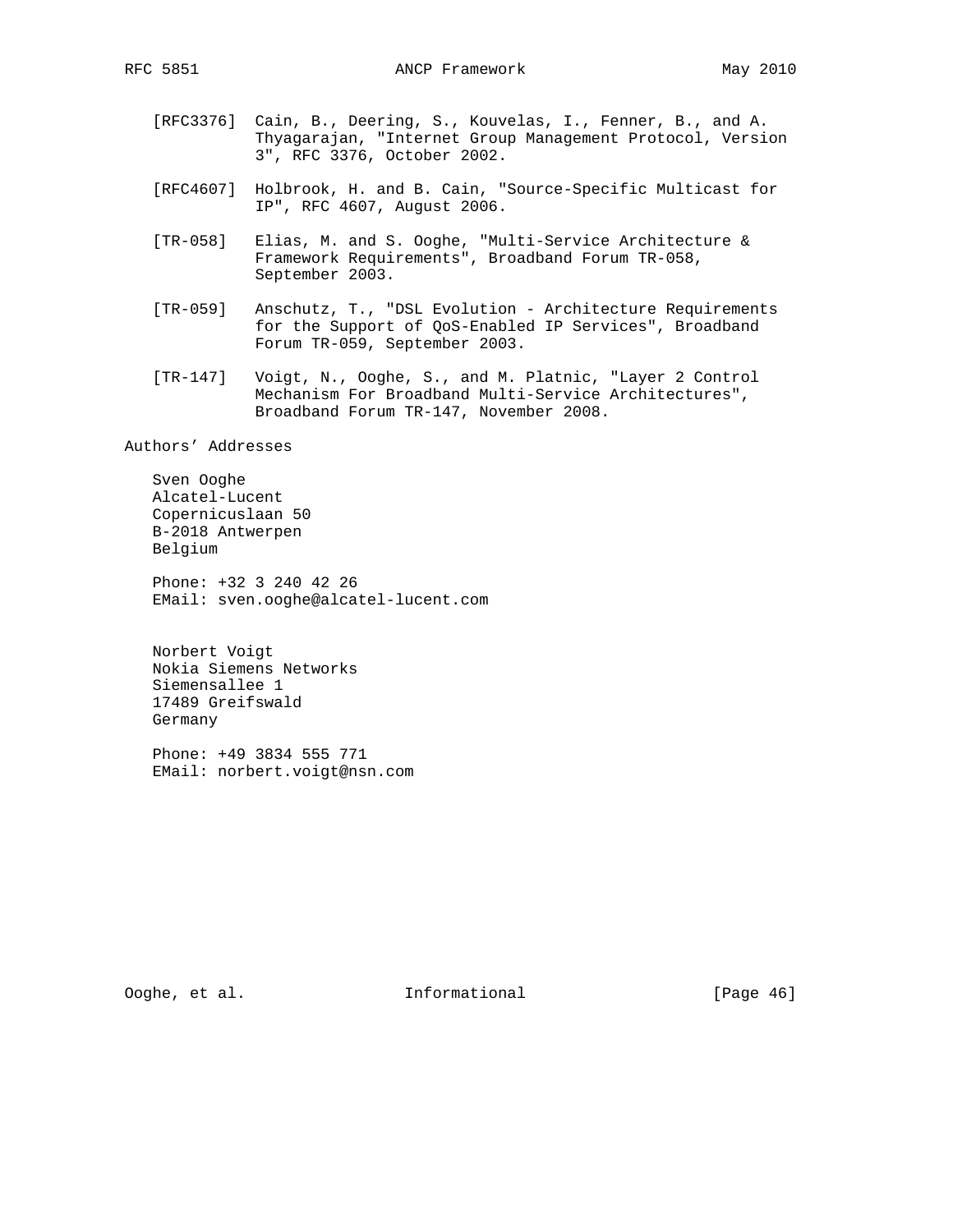[RFC3376] Cain, B., Deering, S., Kouvelas, I., Fenner, B., and A. Thyagarajan, "Internet Group Management Protocol, Version 3", RFC 3376, October 2002.

[RFC4607] Holbrook, H. and B. Cain, "Source-Specific Multicast for IP", RFC 4607, August 2006.

[TR-058] Elias, M. and S. Ooghe, "Multi-Service Architecture & Framework Requirements", Broadband Forum TR-058, September 2003.

[TR-059] Anschutz, T., "DSL Evolution - Architecture Requirements for the Support of QoS-Enabled IP Services", Broadband Forum TR-059, September 2003.

[TR-147] Voigt, N., Ooghe, S., and M. Platnic, "Layer 2 Control Mechanism For Broadband Multi-Service Architectures", Broadband Forum TR-147, November 2008.

## Authors' Addresses

Sven Ooghe
Alcatel-Lucent
Copernicuslaan 50
B-2018 Antwerpen
Belgium

Phone: +32 3 240 42 26
EMail: sven.ooghe@alcatel-lucent.com

Norbert Voigt
Nokia Siemens Networks
Siemensallee 1
17489 Greifswald
Germany

Phone: +49 3834 555 771
EMail: norbert.voigt@nsn.com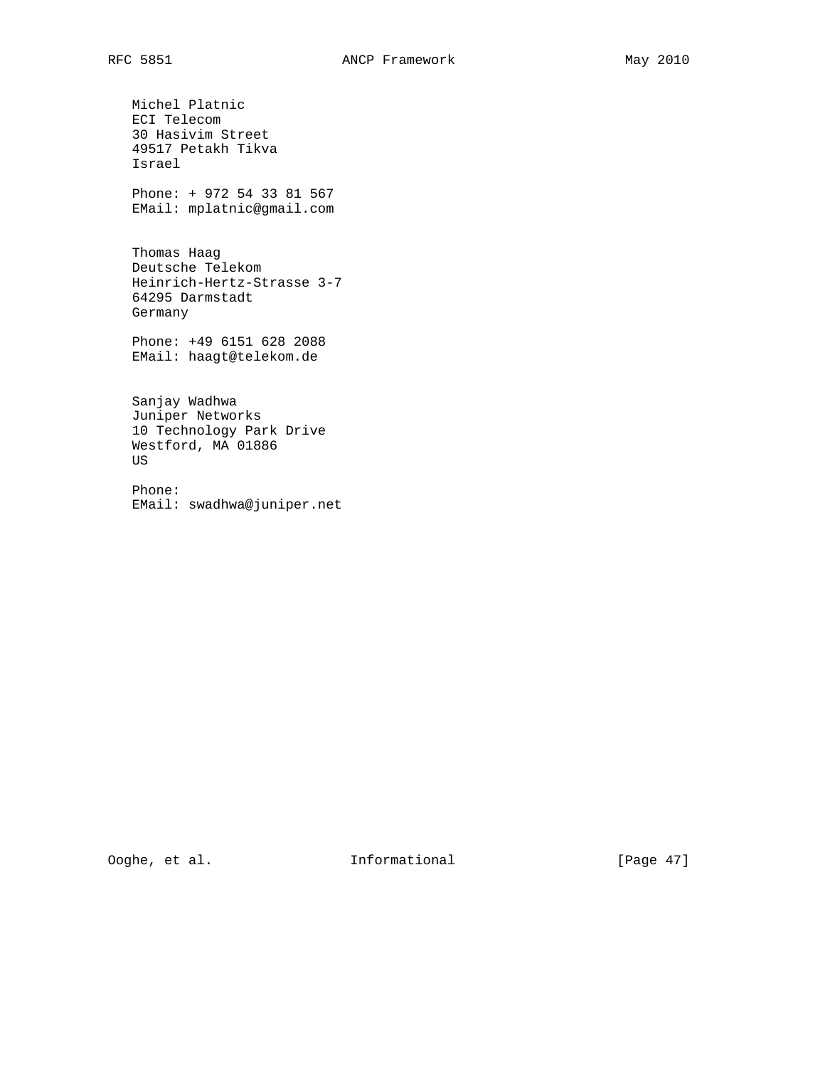Michel Platnic
ECI Telecom
30 Hasivim Street
49517 Petakh Tikva
Israel

Phone: + 972 54 33 81 567
EMail: mplatnic@gmail.com

Thomas Haag
Deutsche Telekom
Heinrich-Hertz-Strasse 3-7
64295 Darmstadt
Germany

Phone: +49 6151 628 2088
EMail: haagt@telekom.de

Sanjay Wadhwa
Juniper Networks
10 Technology Park Drive
Westford, MA 01886
US

Phone:
EMail: swadhwa@juniper.net